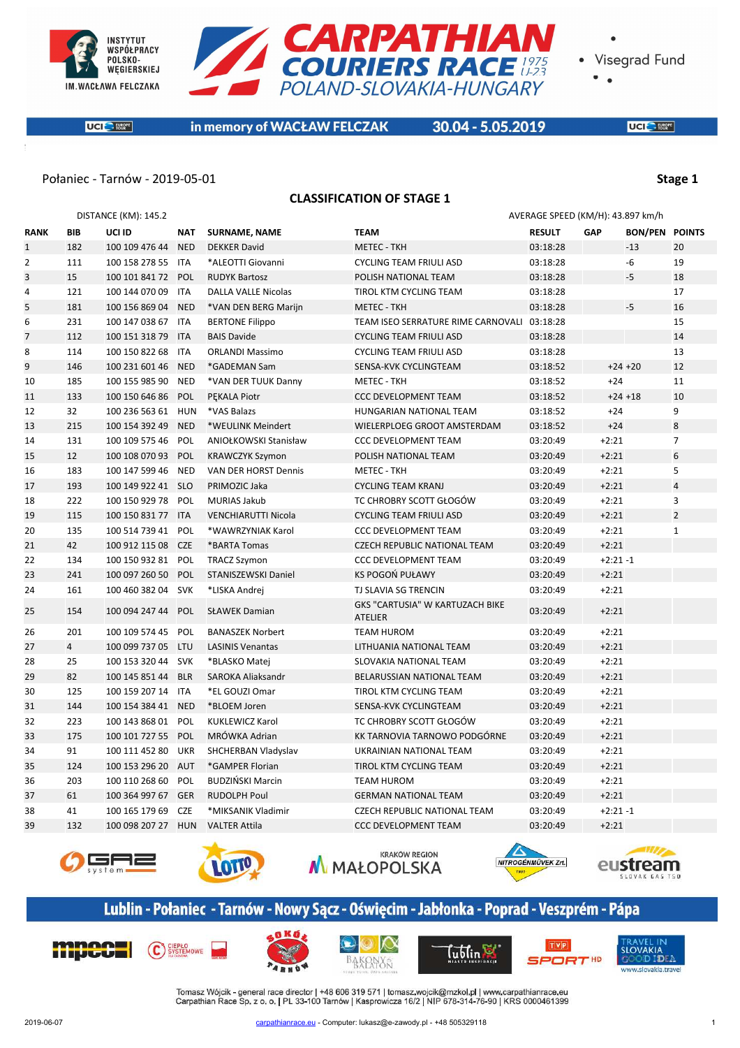CARPATHIAN COURIERS RACE 1975 U-23 POLAND-SLOVAKIA-HUNGARY

in memory of WACŁAW FELCZAK 30.04 - 5.05.2019

Połaniec - Tarnów - 2019-05-01 **Stage 1**

## CLASSIFICATION OF STAGE 1

DISTANCE (KM): 145.2 AVERAGE SPEED (KM/H): 43.897 km/h

| RANK | BIB | UCI ID | NAT | SURNAME, NAME | TEAM | RESULT | GAP | BON/PEN | POINTS |
|---|---|---|---|---|---|---|---|---|---|
| 1 | 182 | 100 109 476 44 | NED | DEKKER David | METEC - TKH | 03:18:28 | | -13 | 20 |
| 2 | 111 | 100 158 278 55 | ITA | *ALEOTTI Giovanni | CYCLING TEAM FRIULI ASD | 03:18:28 | | -6 | 19 |
| 3 | 15 | 100 101 841 72 | POL | RUDYK Bartosz | POLISH NATIONAL TEAM | 03:18:28 | | -5 | 18 |
| 4 | 121 | 100 144 070 09 | ITA | DALLA VALLE Nicolas | TIROL KTM CYCLING TEAM | 03:18:28 | | | 17 |
| 5 | 181 | 100 156 869 04 | NED | *VAN DEN BERG Marijn | METEC - TKH | 03:18:28 | | -5 | 16 |
| 6 | 231 | 100 147 038 67 | ITA | BERTONE Filippo | TEAM ISEO SERRATURE RIME CARNOVALI | 03:18:28 | | | 15 |
| 7 | 112 | 100 151 318 79 | ITA | BAIS Davide | CYCLING TEAM FRIULI ASD | 03:18:28 | | | 14 |
| 8 | 114 | 100 150 822 68 | ITA | ORLANDI Massimo | CYCLING TEAM FRIULI ASD | 03:18:28 | | | 13 |
| 9 | 146 | 100 231 601 46 | NED | *GADEMAN Sam | SENSA-KVK CYCLINGTEAM | 03:18:52 | +24 | +20 | 12 |
| 10 | 185 | 100 155 985 90 | NED | *VAN DER TUUK Danny | METEC - TKH | 03:18:52 | +24 | | 11 |
| 11 | 133 | 100 150 646 86 | POL | PĘKALA Piotr | CCC DEVELOPMENT TEAM | 03:18:52 | +24 | +18 | 10 |
| 12 | 32 | 100 236 563 61 | HUN | *VAS Balazs | HUNGARIAN NATIONAL TEAM | 03:18:52 | +24 | | 9 |
| 13 | 215 | 100 154 392 49 | NED | *WEULINK Meindert | WIELERPLOEG GROOT AMSTERDAM | 03:18:52 | +24 | | 8 |
| 14 | 131 | 100 109 575 46 | POL | ANIOŁKOWSKI Stanisław | CCC DEVELOPMENT TEAM | 03:20:49 | +2:21 | | 7 |
| 15 | 12 | 100 108 070 93 | POL | KRAWCZYK Szymon | POLISH NATIONAL TEAM | 03:20:49 | +2:21 | | 6 |
| 16 | 183 | 100 147 599 46 | NED | VAN DER HORST Dennis | METEC - TKH | 03:20:49 | +2:21 | | 5 |
| 17 | 193 | 100 149 922 41 | SLO | PRIMOZIC Jaka | CYCLING TEAM KRANJ | 03:20:49 | +2:21 | | 4 |
| 18 | 222 | 100 150 929 78 | POL | MURIAS Jakub | TC CHROBRY SCOTT GŁOGÓW | 03:20:49 | +2:21 | | 3 |
| 19 | 115 | 100 150 831 77 | ITA | VENCHIARUTTI Nicola | CYCLING TEAM FRIULI ASD | 03:20:49 | +2:21 | | 2 |
| 20 | 135 | 100 514 739 41 | POL | *WAWRZYNIAK Karol | CCC DEVELOPMENT TEAM | 03:20:49 | +2:21 | | 1 |
| 21 | 42 | 100 912 115 08 | CZE | *BARTA Tomas | CZECH REPUBLIC NATIONAL TEAM | 03:20:49 | +2:21 | | |
| 22 | 134 | 100 150 932 81 | POL | TRACZ Szymon | CCC DEVELOPMENT TEAM | 03:20:49 | +2:21 | -1 | |
| 23 | 241 | 100 097 260 50 | POL | STANISZEWSKI Daniel | KS POGOŃ PUŁAWY | 03:20:49 | +2:21 | | |
| 24 | 161 | 100 460 382 04 | SVK | *LISKA Andrej | TJ SLAVIA SG TRENCIN | 03:20:49 | +2:21 | | |
| 25 | 154 | 100 094 247 44 | POL | SŁAWEK Damian | GKS "CARTUSIA" W KARTUZACH BIKE ATELIER | 03:20:49 | +2:21 | | |
| 26 | 201 | 100 109 574 45 | POL | BANASZEK Norbert | TEAM HUROM | 03:20:49 | +2:21 | | |
| 27 | 4 | 100 099 737 05 | LTU | LASINIS Venantas | LITHUANIA NATIONAL TEAM | 03:20:49 | +2:21 | | |
| 28 | 25 | 100 153 320 44 | SVK | *BLASKO Matej | SLOVAKIA NATIONAL TEAM | 03:20:49 | +2:21 | | |
| 29 | 82 | 100 145 851 44 | BLR | SAROKA Aliaksandr | BELARUSSIAN NATIONAL TEAM | 03:20:49 | +2:21 | | |
| 30 | 125 | 100 159 207 14 | ITA | *EL GOUZI Omar | TIROL KTM CYCLING TEAM | 03:20:49 | +2:21 | | |
| 31 | 144 | 100 154 384 41 | NED | *BLOEM Joren | SENSA-KVK CYCLINGTEAM | 03:20:49 | +2:21 | | |
| 32 | 223 | 100 143 868 01 | POL | KUKLEWICZ Karol | TC CHROBRY SCOTT GŁOGÓW | 03:20:49 | +2:21 | | |
| 33 | 175 | 100 101 727 55 | POL | MRÓWKA Adrian | KK TARNOVIA TARNOWO PODGÓRNE | 03:20:49 | +2:21 | | |
| 34 | 91 | 100 111 452 80 | UKR | SHCHERBAN Vladyslav | UKRAINIAN NATIONAL TEAM | 03:20:49 | +2:21 | | |
| 35 | 124 | 100 153 296 20 | AUT | *GAMPER Florian | TIROL KTM CYCLING TEAM | 03:20:49 | +2:21 | | |
| 36 | 203 | 100 110 268 60 | POL | BUDZIŃSKI Marcin | TEAM HUROM | 03:20:49 | +2:21 | | |
| 37 | 61 | 100 364 997 67 | GER | RUDOLPH Poul | GERMAN NATIONAL TEAM | 03:20:49 | +2:21 | | |
| 38 | 41 | 100 165 179 69 | CZE | *MIKSANIK Vladimir | CZECH REPUBLIC NATIONAL TEAM | 03:20:49 | +2:21 | -1 | |
| 39 | 132 | 100 098 207 27 | HUN | VALTER Attila | CCC DEVELOPMENT TEAM | 03:20:49 | +2:21 | | |

Lublin - Połaniec - Tarnów - Nowy Sącz - Oświęcim - Jabłonka - Poprad - Veszprém - Pápa

Tomasz Wójcik - general race director | +48 606 319 571 | tomasz.wojcik@mzkol.pl | www.carpathianrace.eu
Carpathian Race Sp. z o. o. | PL 33-100 Tarnów | Kasprowicza 16/2 | NIP 678-314-76-90 | KRS 0000461399

2019-06-07 carpathianrace.eu - Computer: lukasz@e-zawody.pl - +48 505329118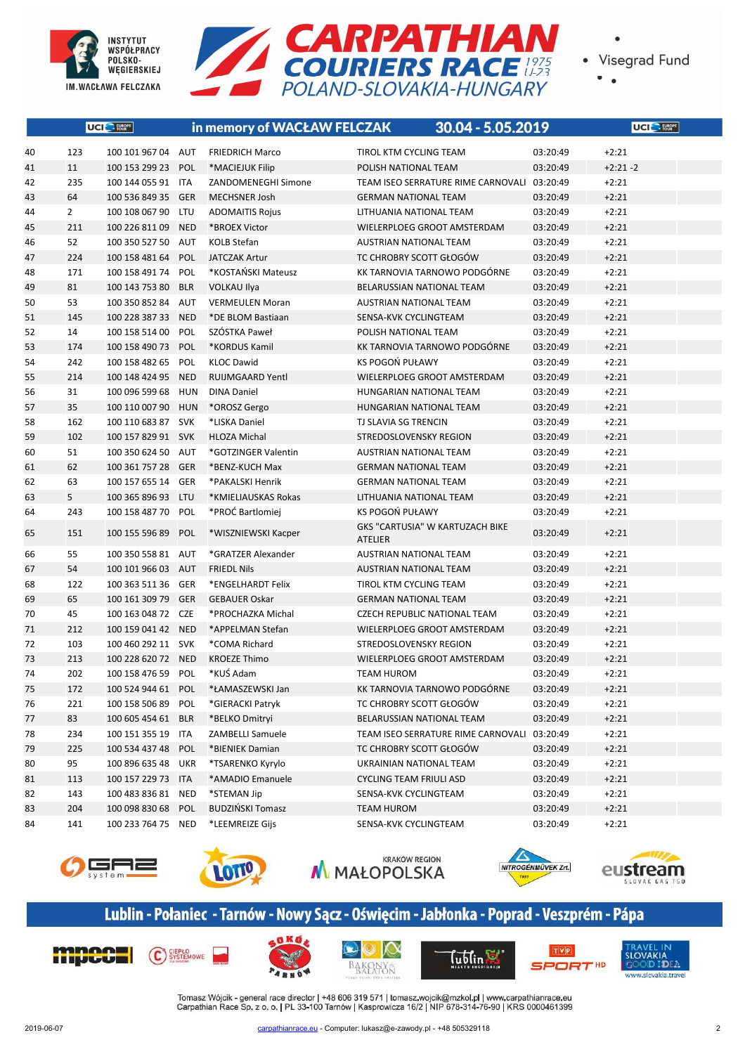in memory of WACŁAW FELCZAK 30.04 - 5.05.2019

| | | | | | | | |
|---|---|---|---|---|---|---|---|
| 40 | 123 | 100 101 967 04 | AUT | FRIEDRICH Marco | TIROL KTM CYCLING TEAM | 03:20:49 | +2:21 |
| 41 | 11 | 100 153 299 23 | POL | *MACIEJUK Filip | POLISH NATIONAL TEAM | 03:20:49 | +2:21 -2 |
| 42 | 235 | 100 144 055 91 | ITA | ZANDOMENEGHI Simone | TEAM ISEO SERRATURE RIME CARNOVALI | 03:20:49 | +2:21 |
| 43 | 64 | 100 536 849 35 | GER | MECHSNER Josh | GERMAN NATIONAL TEAM | 03:20:49 | +2:21 |
| 44 | 2 | 100 108 067 90 | LTU | ADOMAITIS Rojus | LITHUANIA NATIONAL TEAM | 03:20:49 | +2:21 |
| 45 | 211 | 100 226 811 09 | NED | *BROEX Victor | WIELERPLOEG GROOT AMSTERDAM | 03:20:49 | +2:21 |
| 46 | 52 | 100 350 527 50 | AUT | KOLB Stefan | AUSTRIAN NATIONAL TEAM | 03:20:49 | +2:21 |
| 47 | 224 | 100 158 481 64 | POL | JATCZAK Artur | TC CHROBRY SCOTT GŁOGÓW | 03:20:49 | +2:21 |
| 48 | 171 | 100 158 491 74 | POL | *KOSTAŃSKI Mateusz | KK TARNOVIA TARNOWO PODGÓRNE | 03:20:49 | +2:21 |
| 49 | 81 | 100 143 753 80 | BLR | VOLKAU Ilya | BELARUSSIAN NATIONAL TEAM | 03:20:49 | +2:21 |
| 50 | 53 | 100 350 852 84 | AUT | VERMEULEN Moran | AUSTRIAN NATIONAL TEAM | 03:20:49 | +2:21 |
| 51 | 145 | 100 228 387 33 | NED | *DE BLOM Bastiaan | SENSA-KVK CYCLINGTEAM | 03:20:49 | +2:21 |
| 52 | 14 | 100 158 514 00 | POL | SZÓSTKA Paweł | POLISH NATIONAL TEAM | 03:20:49 | +2:21 |
| 53 | 174 | 100 158 490 73 | POL | *KORDUS Kamil | KK TARNOVIA TARNOWO PODGÓRNE | 03:20:49 | +2:21 |
| 54 | 242 | 100 158 482 65 | POL | KLOC Dawid | KS POGOŃ PUŁAWY | 03:20:49 | +2:21 |
| 55 | 214 | 100 148 424 95 | NED | RUIJMGAARD Yentl | WIELERPLOEG GROOT AMSTERDAM | 03:20:49 | +2:21 |
| 56 | 31 | 100 096 599 68 | HUN | DINA Daniel | HUNGARIAN NATIONAL TEAM | 03:20:49 | +2:21 |
| 57 | 35 | 100 110 007 90 | HUN | *OROSZ Gergo | HUNGARIAN NATIONAL TEAM | 03:20:49 | +2:21 |
| 58 | 162 | 100 110 683 87 | SVK | *LISKA Daniel | TJ SLAVIA SG TRENCIN | 03:20:49 | +2:21 |
| 59 | 102 | 100 157 829 91 | SVK | HLOZA Michal | STREDOSLOVENSKY REGION | 03:20:49 | +2:21 |
| 60 | 51 | 100 350 624 50 | AUT | *GOTZINGER Valentin | AUSTRIAN NATIONAL TEAM | 03:20:49 | +2:21 |
| 61 | 62 | 100 361 757 28 | GER | *BENZ-KUCH Max | GERMAN NATIONAL TEAM | 03:20:49 | +2:21 |
| 62 | 63 | 100 157 655 14 | GER | *PAKALSKI Henrik | GERMAN NATIONAL TEAM | 03:20:49 | +2:21 |
| 63 | 5 | 100 365 896 93 | LTU | *KMIELIAUSKAS Rokas | LITHUANIA NATIONAL TEAM | 03:20:49 | +2:21 |
| 64 | 243 | 100 158 487 70 | POL | *PROĆ Bartlomiej | KS POGOŃ PUŁAWY | 03:20:49 | +2:21 |
| 65 | 151 | 100 155 596 89 | POL | *WISZNIEWSKI Kacper | GKS "CARTUSIA" W KARTUZACH BIKE ATELIER | 03:20:49 | +2:21 |
| 66 | 55 | 100 350 558 81 | AUT | *GRATZER Alexander | AUSTRIAN NATIONAL TEAM | 03:20:49 | +2:21 |
| 67 | 54 | 100 101 966 03 | AUT | FRIEDL Nils | AUSTRIAN NATIONAL TEAM | 03:20:49 | +2:21 |
| 68 | 122 | 100 363 511 36 | GER | *ENGELHARDT Felix | TIROL KTM CYCLING TEAM | 03:20:49 | +2:21 |
| 69 | 65 | 100 161 309 79 | GER | GEBAUER Oskar | GERMAN NATIONAL TEAM | 03:20:49 | +2:21 |
| 70 | 45 | 100 163 048 72 | CZE | *PROCHAZKA Michal | CZECH REPUBLIC NATIONAL TEAM | 03:20:49 | +2:21 |
| 71 | 212 | 100 159 041 42 | NED | *APPELMAN Stefan | WIELERPLOEG GROOT AMSTERDAM | 03:20:49 | +2:21 |
| 72 | 103 | 100 460 292 11 | SVK | *COMA Richard | STREDOSLOVENSKY REGION | 03:20:49 | +2:21 |
| 73 | 213 | 100 228 620 72 | NED | KROEZE Thimo | WIELERPLOEG GROOT AMSTERDAM | 03:20:49 | +2:21 |
| 74 | 202 | 100 158 476 59 | POL | *KUŚ Adam | TEAM HUROM | 03:20:49 | +2:21 |
| 75 | 172 | 100 524 944 61 | POL | *ŁAMASZEWSKI Jan | KK TARNOVIA TARNOWO PODGÓRNE | 03:20:49 | +2:21 |
| 76 | 221 | 100 158 506 89 | POL | *GIERACKI Patryk | TC CHROBRY SCOTT GŁOGÓW | 03:20:49 | +2:21 |
| 77 | 83 | 100 605 454 61 | BLR | *BELKO Dmitryi | BELARUSSIAN NATIONAL TEAM | 03:20:49 | +2:21 |
| 78 | 234 | 100 151 355 19 | ITA | ZAMBELLI Samuele | TEAM ISEO SERRATURE RIME CARNOVALI | 03:20:49 | +2:21 |
| 79 | 225 | 100 534 437 48 | POL | *BIENIEK Damian | TC CHROBRY SCOTT GŁOGÓW | 03:20:49 | +2:21 |
| 80 | 95 | 100 896 635 48 | UKR | *TSARENKO Kyrylo | UKRAINIAN NATIONAL TEAM | 03:20:49 | +2:21 |
| 81 | 113 | 100 157 229 73 | ITA | *AMADIO Emanuele | CYCLING TEAM FRIULI ASD | 03:20:49 | +2:21 |
| 82 | 143 | 100 483 836 81 | NED | *STEMAN Jip | SENSA-KVK CYCLINGTEAM | 03:20:49 | +2:21 |
| 83 | 204 | 100 098 830 68 | POL | BUDZIŃSKI Tomasz | TEAM HUROM | 03:20:49 | +2:21 |
| 84 | 141 | 100 233 764 75 | NED | *LEEMREIZE Gijs | SENSA-KVK CYCLINGTEAM | 03:20:49 | +2:21 |

Lublin - Połaniec - Tarnów - Nowy Sącz - Oświęcim - Jabłonka - Poprad - Veszprém - Pápa

Tomasz Wójcik - general race director | +48 606 319 571 | tomasz.wojcik@mzkol.pl | www.carpathianrace.eu
Carpathian Race Sp. z o. o. | PL 33-100 Tarnów | Kasprowicza 16/2 | NIP 678-314-76-90 | KRS 0000461399

2019-06-07 carpathianrace.eu - Computer: lukasz@e-zawody.pl - +48 505329118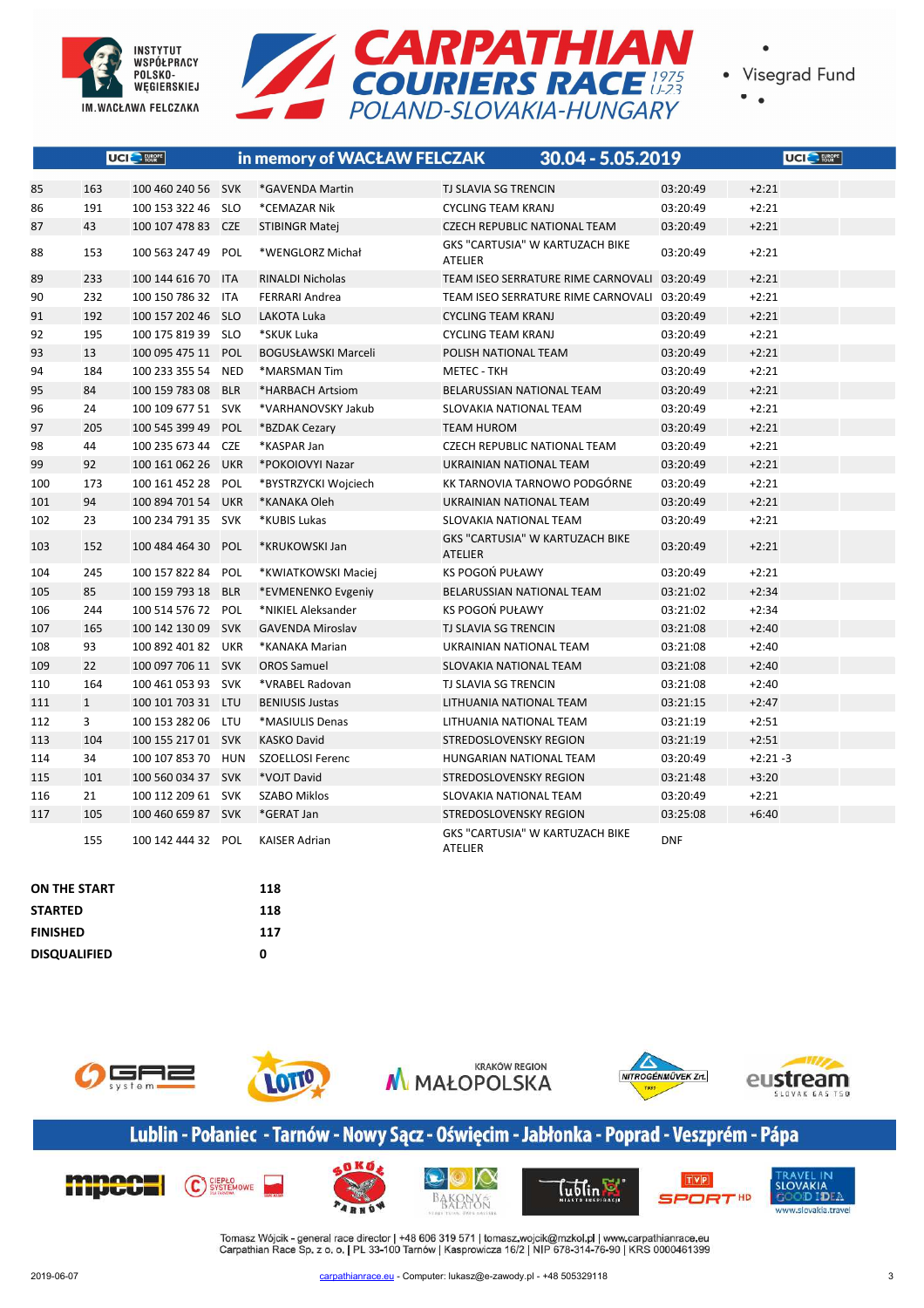in memory of WACŁAW FELCZAK 30.04 - 5.05.2019

| | | | | | | | |
|---|---|---|---|---|---|---|---|
| 85 | 163 | 100 460 240 56 | SVK | *GAVENDA Martin | TJ SLAVIA SG TRENCIN | 03:20:49 | +2:21 |
| 86 | 191 | 100 153 322 46 | SLO | *CEMAZAR Nik | CYCLING TEAM KRANJ | 03:20:49 | +2:21 |
| 87 | 43 | 100 107 478 83 | CZE | STIBINGR Matej | CZECH REPUBLIC NATIONAL TEAM | 03:20:49 | +2:21 |
| 88 | 153 | 100 563 247 49 | POL | *WENGLORZ Michał | GKS "CARTUSIA" W KARTUZACH BIKE ATELIER | 03:20:49 | +2:21 |
| 89 | 233 | 100 144 616 70 | ITA | RINALDI Nicholas | TEAM ISEO SERRATURE RIME CARNOVALI | 03:20:49 | +2:21 |
| 90 | 232 | 100 150 786 32 | ITA | FERRARI Andrea | TEAM ISEO SERRATURE RIME CARNOVALI | 03:20:49 | +2:21 |
| 91 | 192 | 100 157 202 46 | SLO | LAKOTA Luka | CYCLING TEAM KRANJ | 03:20:49 | +2:21 |
| 92 | 195 | 100 175 819 39 | SLO | *SKUK Luka | CYCLING TEAM KRANJ | 03:20:49 | +2:21 |
| 93 | 13 | 100 095 475 11 | POL | BOGUSŁAWSKI Marceli | POLISH NATIONAL TEAM | 03:20:49 | +2:21 |
| 94 | 184 | 100 233 355 54 | NED | *MARSMAN Tim | METEC - TKH | 03:20:49 | +2:21 |
| 95 | 84 | 100 159 783 08 | BLR | *HARBACH Artsiom | BELARUSSIAN NATIONAL TEAM | 03:20:49 | +2:21 |
| 96 | 24 | 100 109 677 51 | SVK | *VARHANOVSKY Jakub | SLOVAKIA NATIONAL TEAM | 03:20:49 | +2:21 |
| 97 | 205 | 100 545 399 49 | POL | *BZDAK Cezary | TEAM HUROM | 03:20:49 | +2:21 |
| 98 | 44 | 100 235 673 44 | CZE | *KASPAR Jan | CZECH REPUBLIC NATIONAL TEAM | 03:20:49 | +2:21 |
| 99 | 92 | 100 161 062 26 | UKR | *POKOIOVYI Nazar | UKRAINIAN NATIONAL TEAM | 03:20:49 | +2:21 |
| 100 | 173 | 100 161 452 28 | POL | *BYSTRZYCKI Wojciech | KK TARNOVIA TARNOWO PODGÓRNE | 03:20:49 | +2:21 |
| 101 | 94 | 100 894 701 54 | UKR | *KANAKA Oleh | UKRAINIAN NATIONAL TEAM | 03:20:49 | +2:21 |
| 102 | 23 | 100 234 791 35 | SVK | *KUBIS Lukas | SLOVAKIA NATIONAL TEAM | 03:20:49 | +2:21 |
| 103 | 152 | 100 484 464 30 | POL | *KRUKOWSKI Jan | GKS "CARTUSIA" W KARTUZACH BIKE ATELIER | 03:20:49 | +2:21 |
| 104 | 245 | 100 157 822 84 | POL | *KWIATKOWSKI Maciej | KS POGOŃ PUŁAWY | 03:20:49 | +2:21 |
| 105 | 85 | 100 159 793 18 | BLR | *EVMENENKO Evgeniy | BELARUSSIAN NATIONAL TEAM | 03:21:02 | +2:34 |
| 106 | 244 | 100 514 576 72 | POL | *NIKIEL Aleksander | KS POGOŃ PUŁAWY | 03:21:02 | +2:34 |
| 107 | 165 | 100 142 130 09 | SVK | GAVENDA Miroslav | TJ SLAVIA SG TRENCIN | 03:21:08 | +2:40 |
| 108 | 93 | 100 892 401 82 | UKR | *KANAKA Marian | UKRAINIAN NATIONAL TEAM | 03:21:08 | +2:40 |
| 109 | 22 | 100 097 706 11 | SVK | OROS Samuel | SLOVAKIA NATIONAL TEAM | 03:21:08 | +2:40 |
| 110 | 164 | 100 461 053 93 | SVK | *VRABEL Radovan | TJ SLAVIA SG TRENCIN | 03:21:08 | +2:40 |
| 111 | 1 | 100 101 703 31 | LTU | BENIUSIS Justas | LITHUANIA NATIONAL TEAM | 03:21:15 | +2:47 |
| 112 | 3 | 100 153 282 06 | LTU | *MASIULIS Denas | LITHUANIA NATIONAL TEAM | 03:21:19 | +2:51 |
| 113 | 104 | 100 155 217 01 | SVK | KASKO David | STREDOSLOVENSKY REGION | 03:21:19 | +2:51 |
| 114 | 34 | 100 107 853 70 | HUN | SZOELLOSI Ferenc | HUNGARIAN NATIONAL TEAM | 03:20:49 | +2:21 -3 |
| 115 | 101 | 100 560 034 37 | SVK | *VOJT David | STREDOSLOVENSKY REGION | 03:21:48 | +3:20 |
| 116 | 21 | 100 112 209 61 | SVK | SZABO Miklos | SLOVAKIA NATIONAL TEAM | 03:20:49 | +2:21 |
| 117 | 105 | 100 460 659 87 | SVK | *GERAT Jan | STREDOSLOVENSKY REGION | 03:25:08 | +6:40 |
| | 155 | 100 142 444 32 | POL | KAISER Adrian | GKS "CARTUSIA" W KARTUZACH BIKE ATELIER | DNF | |

| | |
|---|---|
| **ON THE START** | **118** |
| **STARTED** | **118** |
| **FINISHED** | **117** |
| **DISQUALIFIED** | **0** |

Lublin - Połaniec - Tarnów - Nowy Sącz - Oświęcim - Jabłonka - Poprad - Veszprém - Pápa

Tomasz Wójcik - general race director | +48 606 319 571 | tomasz.wojcik@mzkol.pl | www.carpathianrace.eu
Carpathian Race Sp. z o. o. | PL 33-100 Tarnów | Kasprowicza 16/2 | NIP 678-314-76-90 | KRS 0000461399

2019-06-07 carpathianrace.eu - Computer: lukasz@e-zawody.pl - +48 505329118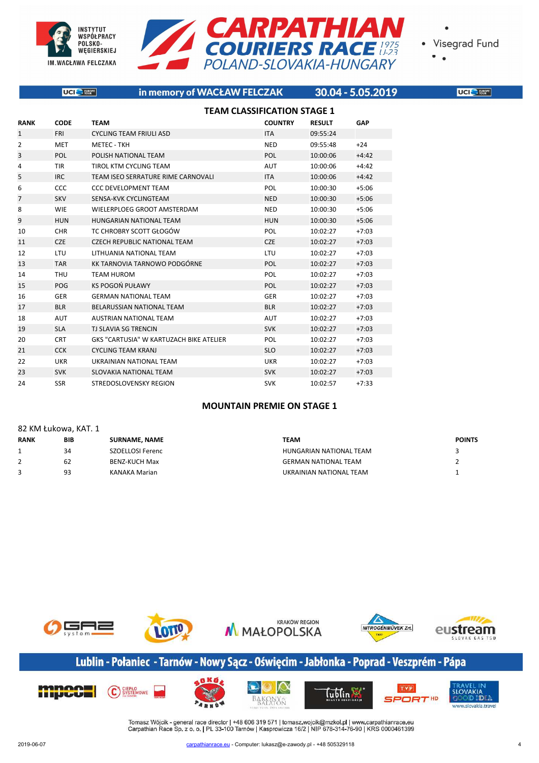# CARPATHIAN COURIERS RACE 1975 U-23 POLAND-SLOVAKIA-HUNGARY

in memory of WACŁAW FELCZAK 30.04 - 5.05.2019

## TEAM CLASSIFICATION STAGE 1

| RANK | CODE | TEAM | COUNTRY | RESULT | GAP |
|---|---|---|---|---|---|
| 1 | FRI | CYCLING TEAM FRIULI ASD | ITA | 09:55:24 | |
| 2 | MET | METEC - TKH | NED | 09:55:48 | +24 |
| 3 | POL | POLISH NATIONAL TEAM | POL | 10:00:06 | +4:42 |
| 4 | TIR | TIROL KTM CYCLING TEAM | AUT | 10:00:06 | +4:42 |
| 5 | IRC | TEAM ISEO SERRATURE RIME CARNOVALI | ITA | 10:00:06 | +4:42 |
| 6 | CCC | CCC DEVELOPMENT TEAM | POL | 10:00:30 | +5:06 |
| 7 | SKV | SENSA-KVK CYCLINGTEAM | NED | 10:00:30 | +5:06 |
| 8 | WIE | WIELERPLOEG GROOT AMSTERDAM | NED | 10:00:30 | +5:06 |
| 9 | HUN | HUNGARIAN NATIONAL TEAM | HUN | 10:00:30 | +5:06 |
| 10 | CHR | TC CHROBRY SCOTT GŁOGÓW | POL | 10:02:27 | +7:03 |
| 11 | CZE | CZECH REPUBLIC NATIONAL TEAM | CZE | 10:02:27 | +7:03 |
| 12 | LTU | LITHUANIA NATIONAL TEAM | LTU | 10:02:27 | +7:03 |
| 13 | TAR | KK TARNOVIA TARNOWO PODGÓRNE | POL | 10:02:27 | +7:03 |
| 14 | THU | TEAM HUROM | POL | 10:02:27 | +7:03 |
| 15 | POG | KS POGOŃ PUŁAWY | POL | 10:02:27 | +7:03 |
| 16 | GER | GERMAN NATIONAL TEAM | GER | 10:02:27 | +7:03 |
| 17 | BLR | BELARUSSIAN NATIONAL TEAM | BLR | 10:02:27 | +7:03 |
| 18 | AUT | AUSTRIAN NATIONAL TEAM | AUT | 10:02:27 | +7:03 |
| 19 | SLA | TJ SLAVIA SG TRENCIN | SVK | 10:02:27 | +7:03 |
| 20 | CRT | GKS "CARTUSIA" W KARTUZACH BIKE ATELIER | POL | 10:02:27 | +7:03 |
| 21 | CCK | CYCLING TEAM KRANJ | SLO | 10:02:27 | +7:03 |
| 22 | UKR | UKRAINIAN NATIONAL TEAM | UKR | 10:02:27 | +7:03 |
| 23 | SVK | SLOVAKIA NATIONAL TEAM | SVK | 10:02:27 | +7:03 |
| 24 | SSR | STREDOSLOVENSKY REGION | SVK | 10:02:57 | +7:33 |

## MOUNTAIN PREMIE ON STAGE 1

82 KM Łukowa, KAT. 1

| RANK | BIB | SURNAME, NAME | TEAM | POINTS |
|---|---|---|---|---|
| 1 | 34 | SZOELLOSI Ferenc | HUNGARIAN NATIONAL TEAM | 3 |
| 2 | 62 | BENZ-KUCH Max | GERMAN NATIONAL TEAM | 2 |
| 3 | 93 | KANAKA Marian | UKRAINIAN NATIONAL TEAM | 1 |

Lublin - Połaniec - Tarnów - Nowy Sącz - Oświęcim - Jabłonka - Poprad - Veszprém - Pápa

Tomasz Wójcik - general race director | +48 606 319 571 | tomasz.wojcik@mzkol.pl | www.carpathianrace.eu
Carpathian Race Sp. z o. o. | PL 33-100 Tarnów | Kasprowicza 16/2 | NIP 678-314-76-90 | KRS 0000461399

2019-06-07 carpathianrace.eu - Computer: lukasz@e-zawody.pl - +48 505329118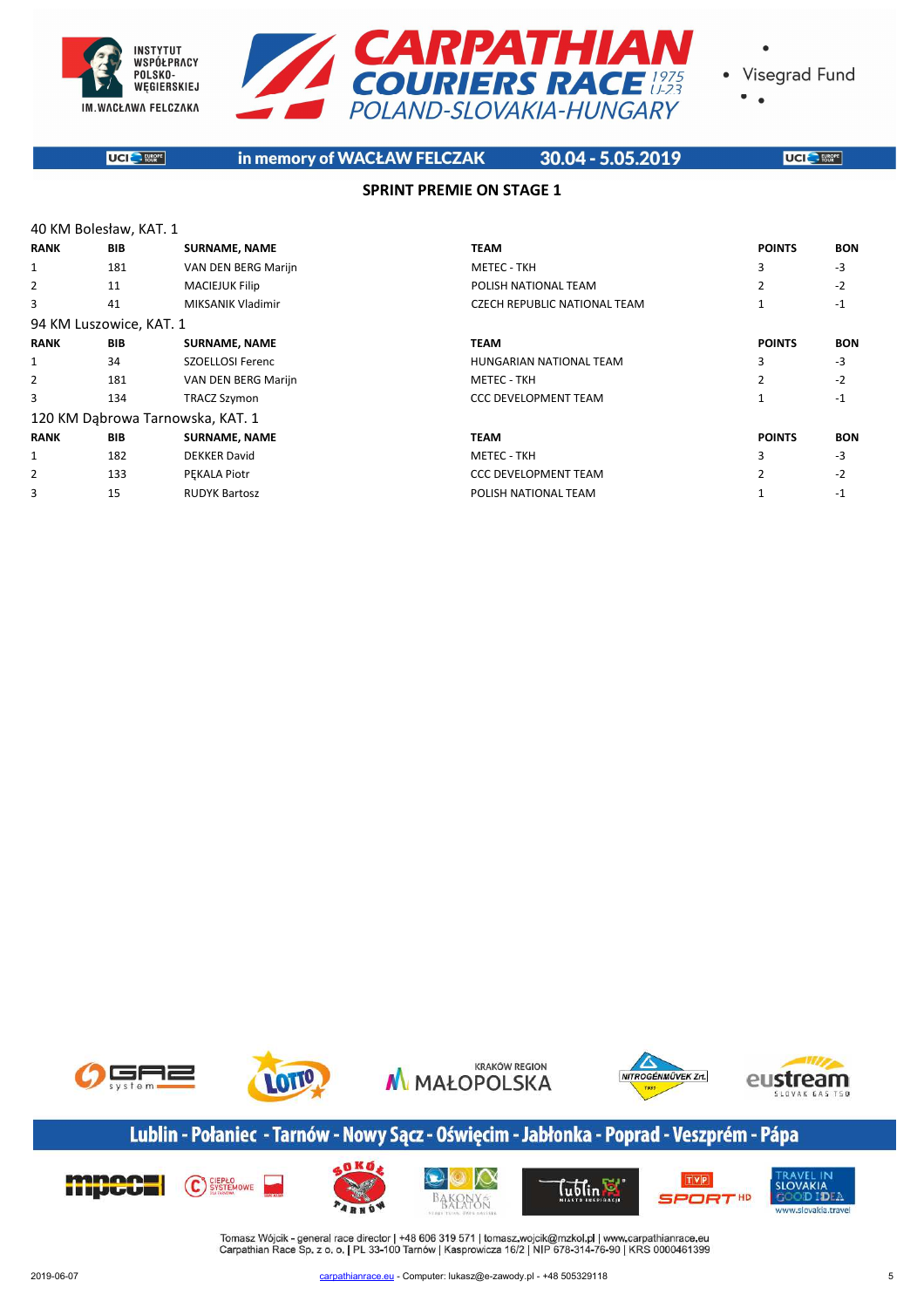CARPATHIAN COURIERS RACE 1975 U-23 POLAND-SLOVAKIA-HUNGARY

in memory of WACŁAW FELCZAK 30.04 - 5.05.2019

## SPRINT PREMIE ON STAGE 1

40 KM Bolesław, KAT. 1

| RANK | BIB | SURNAME, NAME | TEAM | POINTS | BON |
|---|---|---|---|---|---|
| 1 | 181 | VAN DEN BERG Marijn | METEC - TKH | 3 | -3 |
| 2 | 11 | MACIEJUK Filip | POLISH NATIONAL TEAM | 2 | -2 |
| 3 | 41 | MIKSANIK Vladimir | CZECH REPUBLIC NATIONAL TEAM | 1 | -1 |

94 KM Luszowice, KAT. 1

| RANK | BIB | SURNAME, NAME | TEAM | POINTS | BON |
|---|---|---|---|---|---|
| 1 | 34 | SZOELLOSI Ferenc | HUNGARIAN NATIONAL TEAM | 3 | -3 |
| 2 | 181 | VAN DEN BERG Marijn | METEC - TKH | 2 | -2 |
| 3 | 134 | TRACZ Szymon | CCC DEVELOPMENT TEAM | 1 | -1 |

120 KM Dąbrowa Tarnowska, KAT. 1

| RANK | BIB | SURNAME, NAME | TEAM | POINTS | BON |
|---|---|---|---|---|---|
| 1 | 182 | DEKKER David | METEC - TKH | 3 | -3 |
| 2 | 133 | PĘKALA Piotr | CCC DEVELOPMENT TEAM | 2 | -2 |
| 3 | 15 | RUDYK Bartosz | POLISH NATIONAL TEAM | 1 | -1 |

Lublin - Połaniec - Tarnów - Nowy Sącz - Oświęcim - Jabłonka - Poprad - Veszprém - Pápa

Tomasz Wójcik - general race director | +48 606 319 571 | tomasz.wojcik@mzkol.pl | www.carpathianrace.eu
Carpathian Race Sp. z o. o. | PL 33-100 Tarnów | Kasprowicza 16/2 | NIP 678-314-76-90 | KRS 0000461399

2019-06-07 carpathianrace.eu - Computer: lukasz@e-zawody.pl - +48 505329118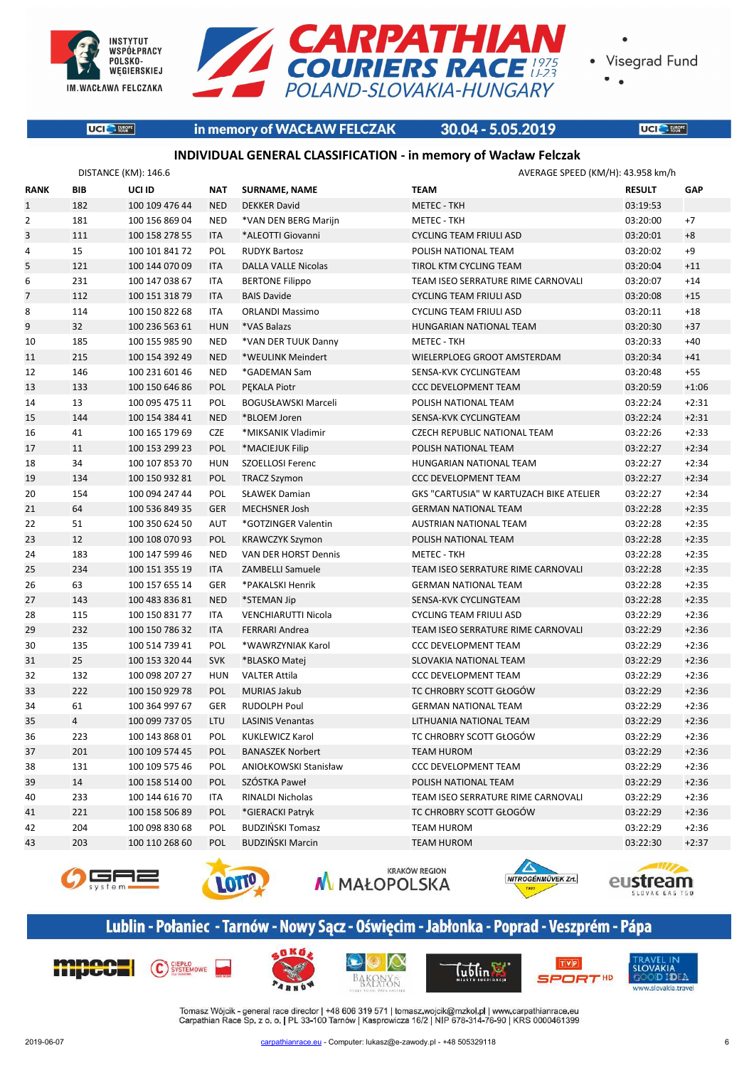in memory of WACŁAW FELCZAK 30.04 - 5.05.2019

## INDIVIDUAL GENERAL CLASSIFICATION - in memory of Wacław Felczak

DISTANCE (KM): 146.6

AVERAGE SPEED (KM/H): 43.958 km/h

| RANK | BIB | UCI ID | NAT | SURNAME, NAME | TEAM | RESULT | GAP |
|---|---|---|---|---|---|---|---|
| 1 | 182 | 100 109 476 44 | NED | DEKKER David | METEC - TKH | 03:19:53 | |
| 2 | 181 | 100 156 869 04 | NED | *VAN DEN BERG Marijn | METEC - TKH | 03:20:00 | +7 |
| 3 | 111 | 100 158 278 55 | ITA | *ALEOTTI Giovanni | CYCLING TEAM FRIULI ASD | 03:20:01 | +8 |
| 4 | 15 | 100 101 841 72 | POL | RUDYK Bartosz | POLISH NATIONAL TEAM | 03:20:02 | +9 |
| 5 | 121 | 100 144 070 09 | ITA | DALLA VALLE Nicolas | TIROL KTM CYCLING TEAM | 03:20:04 | +11 |
| 6 | 231 | 100 147 038 67 | ITA | BERTONE Filippo | TEAM ISEO SERRATURE RIME CARNOVALI | 03:20:07 | +14 |
| 7 | 112 | 100 151 318 79 | ITA | BAIS Davide | CYCLING TEAM FRIULI ASD | 03:20:08 | +15 |
| 8 | 114 | 100 150 822 68 | ITA | ORLANDI Massimo | CYCLING TEAM FRIULI ASD | 03:20:11 | +18 |
| 9 | 32 | 100 236 563 61 | HUN | *VAS Balazs | HUNGARIAN NATIONAL TEAM | 03:20:30 | +37 |
| 10 | 185 | 100 155 985 90 | NED | *VAN DER TUUK Danny | METEC - TKH | 03:20:33 | +40 |
| 11 | 215 | 100 154 392 49 | NED | *WEULINK Meindert | WIELERPLOEG GROOT AMSTERDAM | 03:20:34 | +41 |
| 12 | 146 | 100 231 601 46 | NED | *GADEMAN Sam | SENSA-KVK CYCLINGTEAM | 03:20:48 | +55 |
| 13 | 133 | 100 150 646 86 | POL | PĘKALA Piotr | CCC DEVELOPMENT TEAM | 03:20:59 | +1:06 |
| 14 | 13 | 100 095 475 11 | POL | BOGUSŁAWSKI Marceli | POLISH NATIONAL TEAM | 03:22:24 | +2:31 |
| 15 | 144 | 100 154 384 41 | NED | *BLOEM Joren | SENSA-KVK CYCLINGTEAM | 03:22:24 | +2:31 |
| 16 | 41 | 100 165 179 69 | CZE | *MIKSANIK Vladimir | CZECH REPUBLIC NATIONAL TEAM | 03:22:26 | +2:33 |
| 17 | 11 | 100 153 299 23 | POL | *MACIEJUK Filip | POLISH NATIONAL TEAM | 03:22:27 | +2:34 |
| 18 | 34 | 100 107 853 70 | HUN | SZOELLOSI Ferenc | HUNGARIAN NATIONAL TEAM | 03:22:27 | +2:34 |
| 19 | 134 | 100 150 932 81 | POL | TRACZ Szymon | CCC DEVELOPMENT TEAM | 03:22:27 | +2:34 |
| 20 | 154 | 100 094 247 44 | POL | SŁAWEK Damian | GKS "CARTUSIA" W KARTUZACH BIKE ATELIER | 03:22:27 | +2:34 |
| 21 | 64 | 100 536 849 35 | GER | MECHSNER Josh | GERMAN NATIONAL TEAM | 03:22:28 | +2:35 |
| 22 | 51 | 100 350 624 50 | AUT | *GOTZINGER Valentin | AUSTRIAN NATIONAL TEAM | 03:22:28 | +2:35 |
| 23 | 12 | 100 108 070 93 | POL | KRAWCZYK Szymon | POLISH NATIONAL TEAM | 03:22:28 | +2:35 |
| 24 | 183 | 100 147 599 46 | NED | VAN DER HORST Dennis | METEC - TKH | 03:22:28 | +2:35 |
| 25 | 234 | 100 151 355 19 | ITA | ZAMBELLI Samuele | TEAM ISEO SERRATURE RIME CARNOVALI | 03:22:28 | +2:35 |
| 26 | 63 | 100 157 655 14 | GER | *PAKALSKI Henrik | GERMAN NATIONAL TEAM | 03:22:28 | +2:35 |
| 27 | 143 | 100 483 836 81 | NED | *STEMAN Jip | SENSA-KVK CYCLINGTEAM | 03:22:28 | +2:35 |
| 28 | 115 | 100 150 831 77 | ITA | VENCHIARUTTI Nicola | CYCLING TEAM FRIULI ASD | 03:22:29 | +2:36 |
| 29 | 232 | 100 150 786 32 | ITA | FERRARI Andrea | TEAM ISEO SERRATURE RIME CARNOVALI | 03:22:29 | +2:36 |
| 30 | 135 | 100 514 739 41 | POL | *WAWRZYNIAK Karol | CCC DEVELOPMENT TEAM | 03:22:29 | +2:36 |
| 31 | 25 | 100 153 320 44 | SVK | *BLASKO Matej | SLOVAKIA NATIONAL TEAM | 03:22:29 | +2:36 |
| 32 | 132 | 100 098 207 27 | HUN | VALTER Attila | CCC DEVELOPMENT TEAM | 03:22:29 | +2:36 |
| 33 | 222 | 100 150 929 78 | POL | MURIAS Jakub | TC CHROBRY SCOTT GŁOGÓW | 03:22:29 | +2:36 |
| 34 | 61 | 100 364 997 67 | GER | RUDOLPH Poul | GERMAN NATIONAL TEAM | 03:22:29 | +2:36 |
| 35 | 4 | 100 099 737 05 | LTU | LASINIS Venantas | LITHUANIA NATIONAL TEAM | 03:22:29 | +2:36 |
| 36 | 223 | 100 143 868 01 | POL | KUKLEWICZ Karol | TC CHROBRY SCOTT GŁOGÓW | 03:22:29 | +2:36 |
| 37 | 201 | 100 109 574 45 | POL | BANASZEK Norbert | TEAM HUROM | 03:22:29 | +2:36 |
| 38 | 131 | 100 109 575 46 | POL | ANIOŁKOWSKI Stanisław | CCC DEVELOPMENT TEAM | 03:22:29 | +2:36 |
| 39 | 14 | 100 158 514 00 | POL | SZÓSTKA Paweł | POLISH NATIONAL TEAM | 03:22:29 | +2:36 |
| 40 | 233 | 100 144 616 70 | ITA | RINALDI Nicholas | TEAM ISEO SERRATURE RIME CARNOVALI | 03:22:29 | +2:36 |
| 41 | 221 | 100 158 506 89 | POL | *GIERACKI Patryk | TC CHROBRY SCOTT GŁOGÓW | 03:22:29 | +2:36 |
| 42 | 204 | 100 098 830 68 | POL | BUDZIŃSKI Tomasz | TEAM HUROM | 03:22:29 | +2:36 |
| 43 | 203 | 100 110 268 60 | POL | BUDZIŃSKI Marcin | TEAM HUROM | 03:22:30 | +2:37 |

Lublin - Połaniec - Tarnów - Nowy Sącz - Oświęcim - Jabłonka - Poprad - Veszprém - Pápa

Tomasz Wójcik - general race director | +48 606 319 571 | tomasz.wojcik@mzkol.pl | www.carpathianrace.eu
Carpathian Race Sp. z o. o. | PL 33-100 Tarnów | Kasprowicza 16/2 | NIP 678-314-76-90 | KRS 0000461399

2019-06-07 carpathianrace.eu - Computer: lukasz@e-zawody.pl - +48 505329118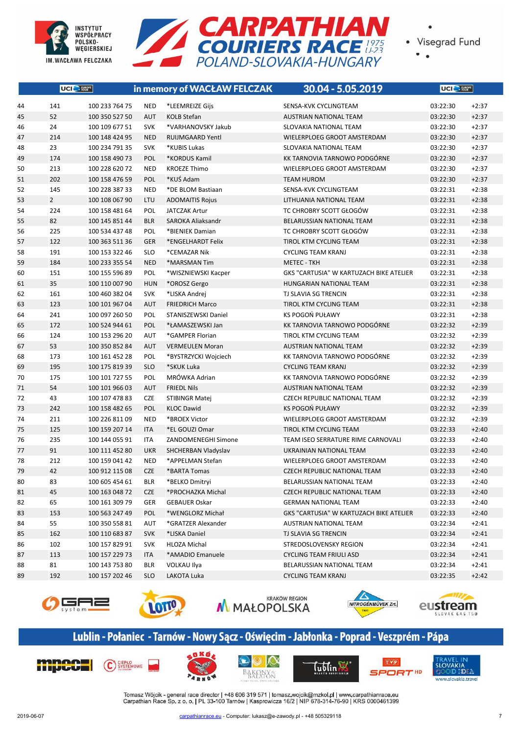**CARPATHIAN COURIERS RACE** 1975 U-23 POLAND-SLOVAKIA-HUNGARY

INSTYTUT WSPÓŁPRACY POLSKO-WĘGIERSKIEJ IM. WACŁAWA FELCZAKA

Visegrad Fund

in memory of WACŁAW FELCZAK — 30.04 - 5.05.2019

| | | | | | | | |
|---|---|---|---|---|---|---|---|
| 44 | 141 | 100 233 764 75 | NED | *LEEMREIZE Gijs | SENSA-KVK CYCLINGTEAM | 03:22:30 | +2:37 |
| 45 | 52 | 100 350 527 50 | AUT | KOLB Stefan | AUSTRIAN NATIONAL TEAM | 03:22:30 | +2:37 |
| 46 | 24 | 100 109 677 51 | SVK | *VARHANOVSKY Jakub | SLOVAKIA NATIONAL TEAM | 03:22:30 | +2:37 |
| 47 | 214 | 100 148 424 95 | NED | RUIJMGAARD Yentl | WIELERPLOEG GROOT AMSTERDAM | 03:22:30 | +2:37 |
| 48 | 23 | 100 234 791 35 | SVK | *KUBIS Lukas | SLOVAKIA NATIONAL TEAM | 03:22:30 | +2:37 |
| 49 | 174 | 100 158 490 73 | POL | *KORDUS Kamil | KK TARNOVIA TARNOWO PODGÓRNE | 03:22:30 | +2:37 |
| 50 | 213 | 100 228 620 72 | NED | KROEZE Thimo | WIELERPLOEG GROOT AMSTERDAM | 03:22:30 | +2:37 |
| 51 | 202 | 100 158 476 59 | POL | *KUŚ Adam | TEAM HUROM | 03:22:30 | +2:37 |
| 52 | 145 | 100 228 387 33 | NED | *DE BLOM Bastiaan | SENSA-KVK CYCLINGTEAM | 03:22:31 | +2:38 |
| 53 | 2 | 100 108 067 90 | LTU | ADOMAITIS Rojus | LITHUANIA NATIONAL TEAM | 03:22:31 | +2:38 |
| 54 | 224 | 100 158 481 64 | POL | JATCZAK Artur | TC CHROBRY SCOTT GŁOGÓW | 03:22:31 | +2:38 |
| 55 | 82 | 100 145 851 44 | BLR | SAROKA Aliaksandr | BELARUSSIAN NATIONAL TEAM | 03:22:31 | +2:38 |
| 56 | 225 | 100 534 437 48 | POL | *BIENIEK Damian | TC CHROBRY SCOTT GŁOGÓW | 03:22:31 | +2:38 |
| 57 | 122 | 100 363 511 36 | GER | *ENGELHARDT Felix | TIROL KTM CYCLING TEAM | 03:22:31 | +2:38 |
| 58 | 191 | 100 153 322 46 | SLO | *CEMAZAR Nik | CYCLING TEAM KRANJ | 03:22:31 | +2:38 |
| 59 | 184 | 100 233 355 54 | NED | *MARSMAN Tim | METEC - TKH | 03:22:31 | +2:38 |
| 60 | 151 | 100 155 596 89 | POL | *WISZNIEWSKI Kacper | GKS "CARTUSIA" W KARTUZACH BIKE ATELIER | 03:22:31 | +2:38 |
| 61 | 35 | 100 110 007 90 | HUN | *OROSZ Gergo | HUNGARIAN NATIONAL TEAM | 03:22:31 | +2:38 |
| 62 | 161 | 100 460 382 04 | SVK | *LISKA Andrej | TJ SLAVIA SG TRENCIN | 03:22:31 | +2:38 |
| 63 | 123 | 100 101 967 04 | AUT | FRIEDL Marco | TIROL KTM CYCLING TEAM | 03:22:31 | +2:38 |
| 64 | 241 | 100 097 260 50 | POL | STANISZEWSKI Daniel | KS POGOŃ PUŁAWY | 03:22:31 | +2:38 |
| 65 | 172 | 100 524 944 61 | POL | *ŁAMASZEWSKI Jan | KK TARNOVIA TARNOWO PODGÓRNE | 03:22:32 | +2:39 |
| 66 | 124 | 100 153 296 20 | AUT | *GAMPER Florian | TIROL KTM CYCLING TEAM | 03:22:32 | +2:39 |
| 67 | 53 | 100 350 852 84 | AUT | VERMEULEN Moran | AUSTRIAN NATIONAL TEAM | 03:22:32 | +2:39 |
| 68 | 173 | 100 161 452 28 | POL | *BYSTRZYCKI Wojciech | KK TARNOVIA TARNOWO PODGÓRNE | 03:22:32 | +2:39 |
| 69 | 195 | 100 175 819 39 | SLO | *SKUK Luka | CYCLING TEAM KRANJ | 03:22:32 | +2:39 |
| 70 | 175 | 100 101 727 55 | POL | MRÓWKA Adrian | KK TARNOVIA TARNOWO PODGÓRNE | 03:22:32 | +2:39 |
| 71 | 54 | 100 101 966 03 | AUT | FRIEDL Nils | AUSTRIAN NATIONAL TEAM | 03:22:32 | +2:39 |
| 72 | 43 | 100 107 478 83 | CZE | STIBINGR Matej | CZECH REPUBLIC NATIONAL TEAM | 03:22:32 | +2:39 |
| 73 | 242 | 100 158 482 65 | POL | KLOC Dawid | KS POGOŃ PUŁAWY | 03:22:32 | +2:39 |
| 74 | 211 | 100 226 811 09 | NED | *BROEX Victor | WIELERPLOEG GROOT AMSTERDAM | 03:22:32 | +2:39 |
| 75 | 125 | 100 159 207 14 | ITA | *EL GOUZI Omar | TIROL KTM CYCLING TEAM | 03:22:33 | +2:40 |
| 76 | 235 | 100 144 055 91 | ITA | ZANDOMENEGHI Simone | TEAM ISEO SERRATURE RIME CARNOVALI | 03:22:33 | +2:40 |
| 77 | 91 | 100 111 452 80 | UKR | SHCHERBAN Vladyslav | UKRAINIAN NATIONAL TEAM | 03:22:33 | +2:40 |
| 78 | 212 | 100 159 041 42 | NED | *APPELMAN Stefan | WIELERPLOEG GROOT AMSTERDAM | 03:22:33 | +2:40 |
| 79 | 42 | 100 912 115 08 | CZE | *BARTA Tomas | CZECH REPUBLIC NATIONAL TEAM | 03:22:33 | +2:40 |
| 80 | 83 | 100 605 454 61 | BLR | *BELKO Dmitryi | BELARUSSIAN NATIONAL TEAM | 03:22:33 | +2:40 |
| 81 | 45 | 100 163 048 72 | CZE | *PROCHAZKA Michal | CZECH REPUBLIC NATIONAL TEAM | 03:22:33 | +2:40 |
| 82 | 65 | 100 161 309 79 | GER | GEBAUER Oskar | GERMAN NATIONAL TEAM | 03:22:33 | +2:40 |
| 83 | 153 | 100 563 247 49 | POL | *WENGLORZ Michał | GKS "CARTUSIA" W KARTUZACH BIKE ATELIER | 03:22:33 | +2:40 |
| 84 | 55 | 100 350 558 81 | AUT | *GRATZER Alexander | AUSTRIAN NATIONAL TEAM | 03:22:34 | +2:41 |
| 85 | 162 | 100 110 683 87 | SVK | *LISKA Daniel | TJ SLAVIA SG TRENCIN | 03:22:34 | +2:41 |
| 86 | 102 | 100 157 829 91 | SVK | HLOZA Michal | STREDOSLOVENSKY REGION | 03:22:34 | +2:41 |
| 87 | 113 | 100 157 229 73 | ITA | *AMADIO Emanuele | CYCLING TEAM FRIULI ASD | 03:22:34 | +2:41 |
| 88 | 81 | 100 143 753 80 | BLR | VOLKAU Ilya | BELARUSSIAN NATIONAL TEAM | 03:22:34 | +2:41 |
| 89 | 192 | 100 157 202 46 | SLO | LAKOTA Luka | CYCLING TEAM KRANJ | 03:22:35 | +2:42 |

Lublin - Połaniec - Tarnów - Nowy Sącz - Oświęcim - Jabłonka - Poprad - Veszprém - Pápa

Tomasz Wójcik - general race director | +48 606 319 571 | tomasz.wojcik@mzkol.pl | www.carpathianrace.eu
Carpathian Race Sp. z o. o. | PL 33-100 Tarnów | Kasprowicza 16/2 | NIP 678-314-76-90 | KRS 0000461399

2019-06-07 — carpathianrace.eu - Computer: lukasz@e-zawody.pl - +48 505329118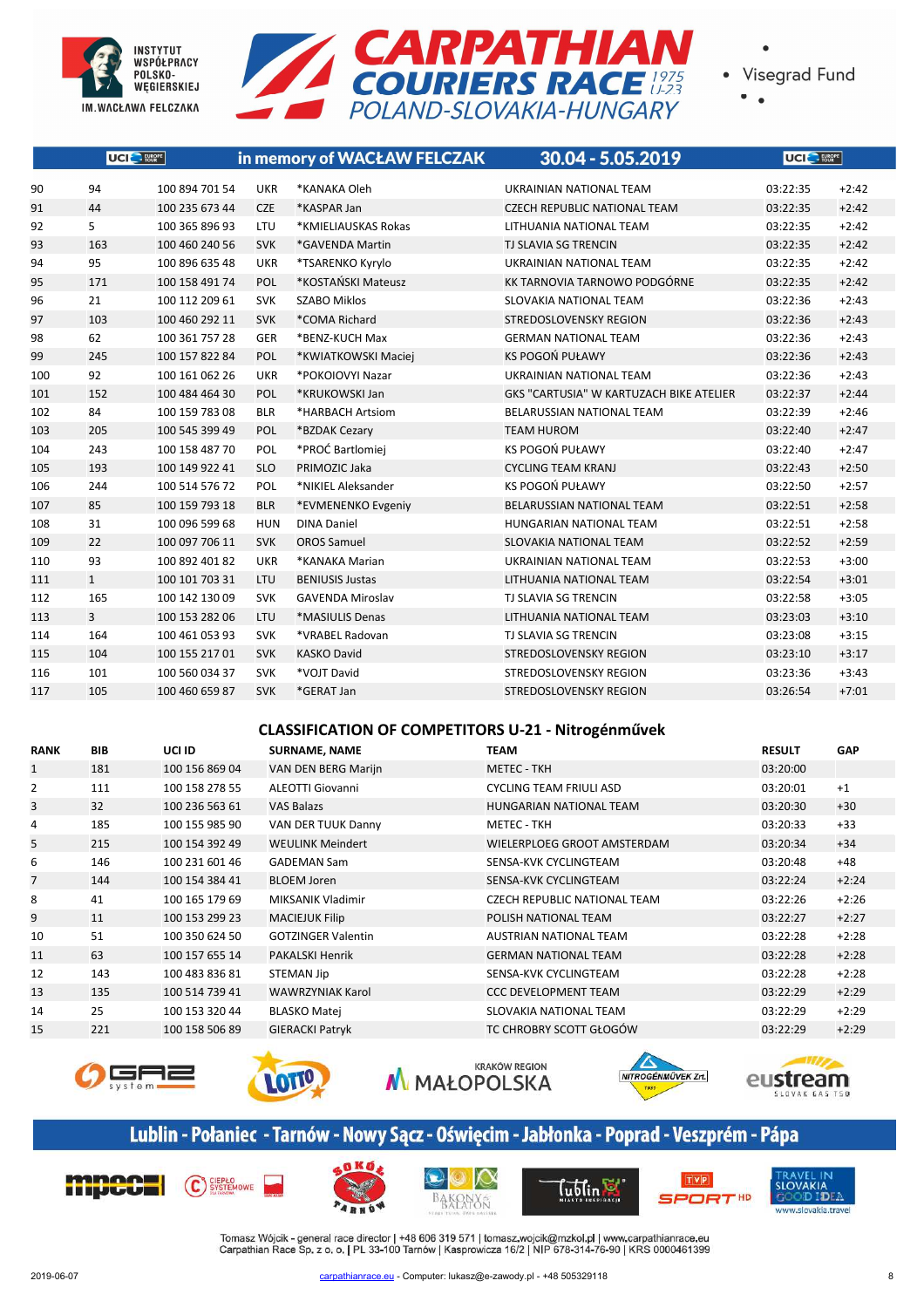| | | | | | | | |
|---|---|---|---|---|---|---|---|
| 90 | 94 | 100 894 701 54 | UKR | *KANAKA Oleh | UKRAINIAN NATIONAL TEAM | 03:22:35 | +2:42 |
| 91 | 44 | 100 235 673 44 | CZE | *KASPAR Jan | CZECH REPUBLIC NATIONAL TEAM | 03:22:35 | +2:42 |
| 92 | 5 | 100 365 896 93 | LTU | *KMIELIAUSKAS Rokas | LITHUANIA NATIONAL TEAM | 03:22:35 | +2:42 |
| 93 | 163 | 100 460 240 56 | SVK | *GAVENDA Martin | TJ SLAVIA SG TRENCIN | 03:22:35 | +2:42 |
| 94 | 95 | 100 896 635 48 | UKR | *TSARENKO Kyrylo | UKRAINIAN NATIONAL TEAM | 03:22:35 | +2:42 |
| 95 | 171 | 100 158 491 74 | POL | *KOSTAŃSKI Mateusz | KK TARNOVIA TARNOWO PODGÓRNE | 03:22:35 | +2:42 |
| 96 | 21 | 100 112 209 61 | SVK | SZABO Miklos | SLOVAKIA NATIONAL TEAM | 03:22:36 | +2:43 |
| 97 | 103 | 100 460 292 11 | SVK | *COMA Richard | STREDOSLOVENSKY REGION | 03:22:36 | +2:43 |
| 98 | 62 | 100 361 757 28 | GER | *BENZ-KUCH Max | GERMAN NATIONAL TEAM | 03:22:36 | +2:43 |
| 99 | 245 | 100 157 822 84 | POL | *KWIATKOWSKI Maciej | KS POGOŃ PUŁAWY | 03:22:36 | +2:43 |
| 100 | 92 | 100 161 062 26 | UKR | *POKOIOVYI Nazar | UKRAINIAN NATIONAL TEAM | 03:22:36 | +2:43 |
| 101 | 152 | 100 484 464 30 | POL | *KRUKOWSKI Jan | GKS "CARTUSIA" W KARTUZACH BIKE ATELIER | 03:22:37 | +2:44 |
| 102 | 84 | 100 159 783 08 | BLR | *HARBACH Artsiom | BELARUSSIAN NATIONAL TEAM | 03:22:39 | +2:46 |
| 103 | 205 | 100 545 399 49 | POL | *BZDAK Cezary | TEAM HUROM | 03:22:40 | +2:47 |
| 104 | 243 | 100 158 487 70 | POL | *PROĆ Bartlomiej | KS POGOŃ PUŁAWY | 03:22:40 | +2:47 |
| 105 | 193 | 100 149 922 41 | SLO | PRIMOZIC Jaka | CYCLING TEAM KRANJ | 03:22:43 | +2:50 |
| 106 | 244 | 100 514 576 72 | POL | *NIKIEL Aleksander | KS POGOŃ PUŁAWY | 03:22:50 | +2:57 |
| 107 | 85 | 100 159 793 18 | BLR | *EVMENENKO Evgeniy | BELARUSSIAN NATIONAL TEAM | 03:22:51 | +2:58 |
| 108 | 31 | 100 096 599 68 | HUN | DINA Daniel | HUNGARIAN NATIONAL TEAM | 03:22:51 | +2:58 |
| 109 | 22 | 100 097 706 11 | SVK | OROS Samuel | SLOVAKIA NATIONAL TEAM | 03:22:52 | +2:59 |
| 110 | 93 | 100 892 401 82 | UKR | *KANAKA Marian | UKRAINIAN NATIONAL TEAM | 03:22:53 | +3:00 |
| 111 | 1 | 100 101 703 31 | LTU | BENIUSIS Justas | LITHUANIA NATIONAL TEAM | 03:22:54 | +3:01 |
| 112 | 165 | 100 142 130 09 | SVK | GAVENDA Miroslav | TJ SLAVIA SG TRENCIN | 03:22:58 | +3:05 |
| 113 | 3 | 100 153 282 06 | LTU | *MASIULIS Denas | LITHUANIA NATIONAL TEAM | 03:23:03 | +3:10 |
| 114 | 164 | 100 461 053 93 | SVK | *VRABEL Radovan | TJ SLAVIA SG TRENCIN | 03:23:08 | +3:15 |
| 115 | 104 | 100 155 217 01 | SVK | KASKO David | STREDOSLOVENSKY REGION | 03:23:10 | +3:17 |
| 116 | 101 | 100 560 034 37 | SVK | *VOJT David | STREDOSLOVENSKY REGION | 03:23:36 | +3:43 |
| 117 | 105 | 100 460 659 87 | SVK | *GERAT Jan | STREDOSLOVENSKY REGION | 03:26:54 | +7:01 |

## CLASSIFICATION OF COMPETITORS U-21 - Nitrogénművek

| RANK | BIB | UCI ID | SURNAME, NAME | TEAM | RESULT | GAP |
|---|---|---|---|---|---|---|
| 1 | 181 | 100 156 869 04 | VAN DEN BERG Marijn | METEC - TKH | 03:20:00 | |
| 2 | 111 | 100 158 278 55 | ALEOTTI Giovanni | CYCLING TEAM FRIULI ASD | 03:20:01 | +1 |
| 3 | 32 | 100 236 563 61 | VAS Balazs | HUNGARIAN NATIONAL TEAM | 03:20:30 | +30 |
| 4 | 185 | 100 155 985 90 | VAN DER TUUK Danny | METEC - TKH | 03:20:33 | +33 |
| 5 | 215 | 100 154 392 49 | WEULINK Meindert | WIELERPLOEG GROOT AMSTERDAM | 03:20:34 | +34 |
| 6 | 146 | 100 231 601 46 | GADEMAN Sam | SENSA-KVK CYCLINGTEAM | 03:20:48 | +48 |
| 7 | 144 | 100 154 384 41 | BLOEM Joren | SENSA-KVK CYCLINGTEAM | 03:22:24 | +2:24 |
| 8 | 41 | 100 165 179 69 | MIKSANIK Vladimir | CZECH REPUBLIC NATIONAL TEAM | 03:22:26 | +2:26 |
| 9 | 11 | 100 153 299 23 | MACIEJUK Filip | POLISH NATIONAL TEAM | 03:22:27 | +2:27 |
| 10 | 51 | 100 350 624 50 | GOTZINGER Valentin | AUSTRIAN NATIONAL TEAM | 03:22:28 | +2:28 |
| 11 | 63 | 100 157 655 14 | PAKALSKI Henrik | GERMAN NATIONAL TEAM | 03:22:28 | +2:28 |
| 12 | 143 | 100 483 836 81 | STEMAN Jip | SENSA-KVK CYCLINGTEAM | 03:22:28 | +2:28 |
| 13 | 135 | 100 514 739 41 | WAWRZYNIAK Karol | CCC DEVELOPMENT TEAM | 03:22:29 | +2:29 |
| 14 | 25 | 100 153 320 44 | BLASKO Matej | SLOVAKIA NATIONAL TEAM | 03:22:29 | +2:29 |
| 15 | 221 | 100 158 506 89 | GIERACKI Patryk | TC CHROBRY SCOTT GŁOGÓW | 03:22:29 | +2:29 |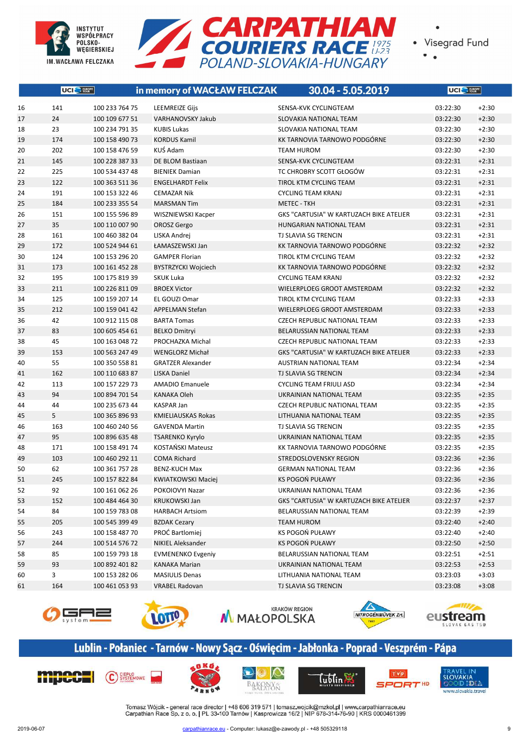in memory of WACŁAW FELCZAK 30.04 - 5.05.2019

| | | | | | | |
|---|---|---|---|---|---|---|
| 16 | 141 | 100 233 764 75 | LEEMREIZE Gijs | SENSA-KVK CYCLINGTEAM | 03:22:30 | +2:30 |
| 17 | 24 | 100 109 677 51 | VARHANOVSKY Jakub | SLOVAKIA NATIONAL TEAM | 03:22:30 | +2:30 |
| 18 | 23 | 100 234 791 35 | KUBIS Lukas | SLOVAKIA NATIONAL TEAM | 03:22:30 | +2:30 |
| 19 | 174 | 100 158 490 73 | KORDUS Kamil | KK TARNOVIA TARNOWO PODGÓRNE | 03:22:30 | +2:30 |
| 20 | 202 | 100 158 476 59 | KUŚ Adam | TEAM HUROM | 03:22:30 | +2:30 |
| 21 | 145 | 100 228 387 33 | DE BLOM Bastiaan | SENSA-KVK CYCLINGTEAM | 03:22:31 | +2:31 |
| 22 | 225 | 100 534 437 48 | BIENIEK Damian | TC CHROBRY SCOTT GŁOGÓW | 03:22:31 | +2:31 |
| 23 | 122 | 100 363 511 36 | ENGELHARDT Felix | TIROL KTM CYCLING TEAM | 03:22:31 | +2:31 |
| 24 | 191 | 100 153 322 46 | CEMAZAR Nik | CYCLING TEAM KRANJ | 03:22:31 | +2:31 |
| 25 | 184 | 100 233 355 54 | MARSMAN Tim | METEC - TKH | 03:22:31 | +2:31 |
| 26 | 151 | 100 155 596 89 | WISZNIEWSKI Kacper | GKS "CARTUSIA" W KARTUZACH BIKE ATELIER | 03:22:31 | +2:31 |
| 27 | 35 | 100 110 007 90 | OROSZ Gergo | HUNGARIAN NATIONAL TEAM | 03:22:31 | +2:31 |
| 28 | 161 | 100 460 382 04 | LISKA Andrej | TJ SLAVIA SG TRENCIN | 03:22:31 | +2:31 |
| 29 | 172 | 100 524 944 61 | ŁAMASZEWSKI Jan | KK TARNOVIA TARNOWO PODGÓRNE | 03:22:32 | +2:32 |
| 30 | 124 | 100 153 296 20 | GAMPER Florian | TIROL KTM CYCLING TEAM | 03:22:32 | +2:32 |
| 31 | 173 | 100 161 452 28 | BYSTRZYCKI Wojciech | KK TARNOVIA TARNOWO PODGÓRNE | 03:22:32 | +2:32 |
| 32 | 195 | 100 175 819 39 | SKUK Luka | CYCLING TEAM KRANJ | 03:22:32 | +2:32 |
| 33 | 211 | 100 226 811 09 | BROEX Victor | WIELERPLOEG GROOT AMSTERDAM | 03:22:32 | +2:32 |
| 34 | 125 | 100 159 207 14 | EL GOUZI Omar | TIROL KTM CYCLING TEAM | 03:22:33 | +2:33 |
| 35 | 212 | 100 159 041 42 | APPELMAN Stefan | WIELERPLOEG GROOT AMSTERDAM | 03:22:33 | +2:33 |
| 36 | 42 | 100 912 115 08 | BARTA Tomas | CZECH REPUBLIC NATIONAL TEAM | 03:22:33 | +2:33 |
| 37 | 83 | 100 605 454 61 | BELKO Dmitryi | BELARUSSIAN NATIONAL TEAM | 03:22:33 | +2:33 |
| 38 | 45 | 100 163 048 72 | PROCHAZKA Michal | CZECH REPUBLIC NATIONAL TEAM | 03:22:33 | +2:33 |
| 39 | 153 | 100 563 247 49 | WENGLORZ Michał | GKS "CARTUSIA" W KARTUZACH BIKE ATELIER | 03:22:33 | +2:33 |
| 40 | 55 | 100 350 558 81 | GRATZER Alexander | AUSTRIAN NATIONAL TEAM | 03:22:34 | +2:34 |
| 41 | 162 | 100 110 683 87 | LISKA Daniel | TJ SLAVIA SG TRENCIN | 03:22:34 | +2:34 |
| 42 | 113 | 100 157 229 73 | AMADIO Emanuele | CYCLING TEAM FRIULI ASD | 03:22:34 | +2:34 |
| 43 | 94 | 100 894 701 54 | KANAKA Oleh | UKRAINIAN NATIONAL TEAM | 03:22:35 | +2:35 |
| 44 | 44 | 100 235 673 44 | KASPAR Jan | CZECH REPUBLIC NATIONAL TEAM | 03:22:35 | +2:35 |
| 45 | 5 | 100 365 896 93 | KMIELIAUSKAS Rokas | LITHUANIA NATIONAL TEAM | 03:22:35 | +2:35 |
| 46 | 163 | 100 460 240 56 | GAVENDA Martin | TJ SLAVIA SG TRENCIN | 03:22:35 | +2:35 |
| 47 | 95 | 100 896 635 48 | TSARENKO Kyrylo | UKRAINIAN NATIONAL TEAM | 03:22:35 | +2:35 |
| 48 | 171 | 100 158 491 74 | KOSTAŃSKI Mateusz | KK TARNOVIA TARNOWO PODGÓRNE | 03:22:35 | +2:35 |
| 49 | 103 | 100 460 292 11 | COMA Richard | STREDOSLOVENSKY REGION | 03:22:36 | +2:36 |
| 50 | 62 | 100 361 757 28 | BENZ-KUCH Max | GERMAN NATIONAL TEAM | 03:22:36 | +2:36 |
| 51 | 245 | 100 157 822 84 | KWIATKOWSKI Maciej | KS POGOŃ PUŁAWY | 03:22:36 | +2:36 |
| 52 | 92 | 100 161 062 26 | POKOIOVYI Nazar | UKRAINIAN NATIONAL TEAM | 03:22:36 | +2:36 |
| 53 | 152 | 100 484 464 30 | KRUKOWSKI Jan | GKS "CARTUSIA" W KARTUZACH BIKE ATELIER | 03:22:37 | +2:37 |
| 54 | 84 | 100 159 783 08 | HARBACH Artsiom | BELARUSSIAN NATIONAL TEAM | 03:22:39 | +2:39 |
| 55 | 205 | 100 545 399 49 | BZDAK Cezary | TEAM HUROM | 03:22:40 | +2:40 |
| 56 | 243 | 100 158 487 70 | PROĆ Bartlomiej | KS POGOŃ PUŁAWY | 03:22:40 | +2:40 |
| 57 | 244 | 100 514 576 72 | NIKIEL Aleksander | KS POGOŃ PUŁAWY | 03:22:50 | +2:50 |
| 58 | 85 | 100 159 793 18 | EVMENENKO Evgeniy | BELARUSSIAN NATIONAL TEAM | 03:22:51 | +2:51 |
| 59 | 93 | 100 892 401 82 | KANAKA Marian | UKRAINIAN NATIONAL TEAM | 03:22:53 | +2:53 |
| 60 | 3 | 100 153 282 06 | MASIULIS Denas | LITHUANIA NATIONAL TEAM | 03:23:03 | +3:03 |
| 61 | 164 | 100 461 053 93 | VRABEL Radovan | TJ SLAVIA SG TRENCIN | 03:23:08 | +3:08 |

Lublin - Połaniec - Tarnów - Nowy Sącz - Oświęcim - Jabłonka - Poprad - Veszprém - Pápa

Tomasz Wójcik - general race director | +48 606 319 571 | tomasz.wojcik@mzkol.pl | www.carpathianrace.eu
Carpathian Race Sp. z o. o. | PL 33-100 Tarnów | Kasprowicza 16/2 | NIP 678-314-76-90 | KRS 0000461399

2019-06-07 carpathianrace.eu - Computer: lukasz@e-zawody.pl - +48 505329118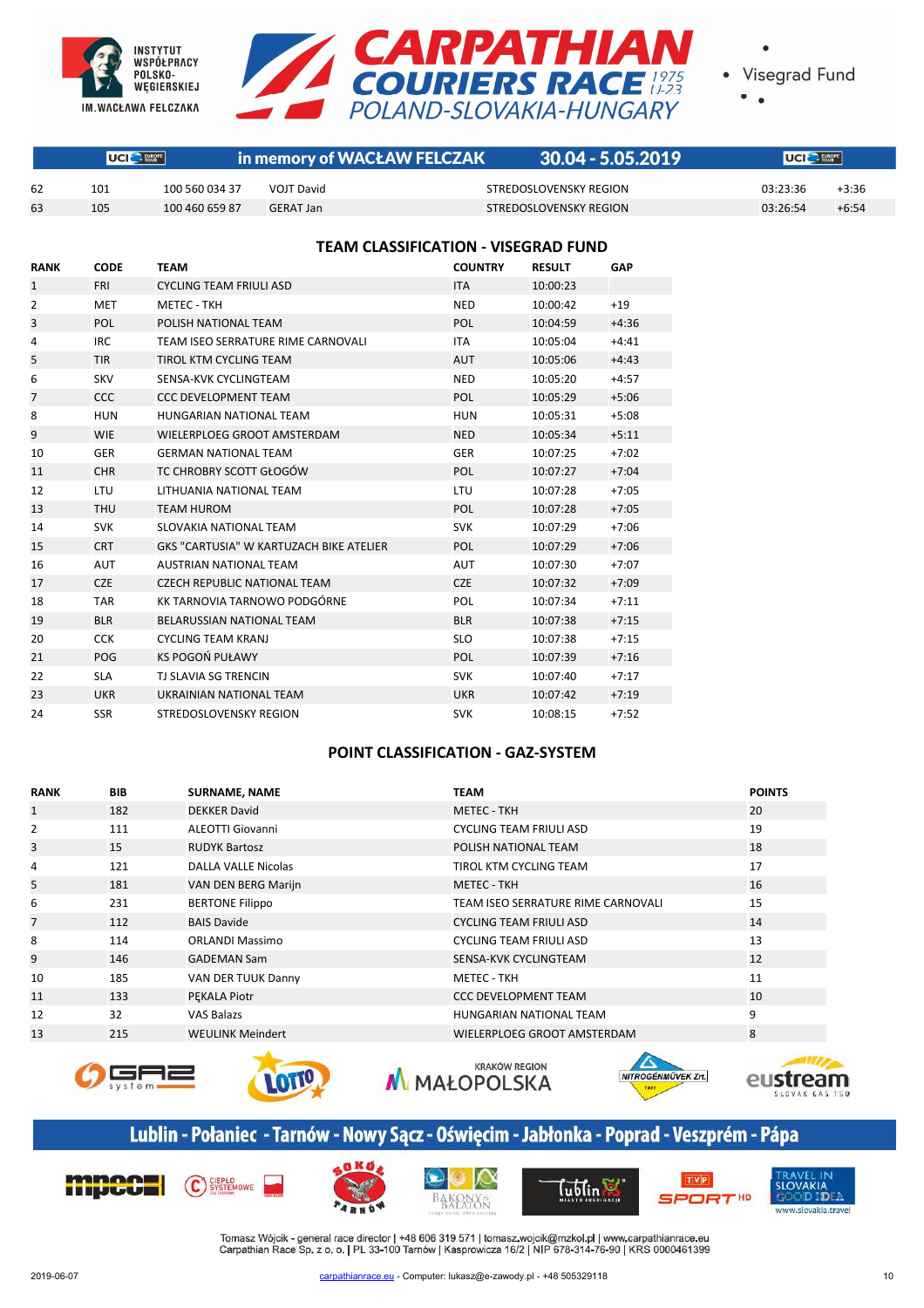| | | | | | | |
|---|---|---|---|---|---|---|
| 62 | 101 | 100 560 034 37 | VOJT David | STREDOSLOVENSKY REGION | 03:23:36 | +3:36 |
| 63 | 105 | 100 460 659 87 | GERAT Jan | STREDOSLOVENSKY REGION | 03:26:54 | +6:54 |

## TEAM CLASSIFICATION - VISEGRAD FUND

| RANK | CODE | TEAM | COUNTRY | RESULT | GAP |
|---|---|---|---|---|---|
| 1 | FRI | CYCLING TEAM FRIULI ASD | ITA | 10:00:23 | |
| 2 | MET | METEC - TKH | NED | 10:00:42 | +19 |
| 3 | POL | POLISH NATIONAL TEAM | POL | 10:04:59 | +4:36 |
| 4 | IRC | TEAM ISEO SERRATURE RIME CARNOVALI | ITA | 10:05:04 | +4:41 |
| 5 | TIR | TIROL KTM CYCLING TEAM | AUT | 10:05:06 | +4:43 |
| 6 | SKV | SENSA-KVK CYCLINGTEAM | NED | 10:05:20 | +4:57 |
| 7 | CCC | CCC DEVELOPMENT TEAM | POL | 10:05:29 | +5:06 |
| 8 | HUN | HUNGARIAN NATIONAL TEAM | HUN | 10:05:31 | +5:08 |
| 9 | WIE | WIELERPLOEG GROOT AMSTERDAM | NED | 10:05:34 | +5:11 |
| 10 | GER | GERMAN NATIONAL TEAM | GER | 10:07:25 | +7:02 |
| 11 | CHR | TC CHROBRY SCOTT GŁOGÓW | POL | 10:07:27 | +7:04 |
| 12 | LTU | LITHUANIA NATIONAL TEAM | LTU | 10:07:28 | +7:05 |
| 13 | THU | TEAM HUROM | POL | 10:07:28 | +7:05 |
| 14 | SVK | SLOVAKIA NATIONAL TEAM | SVK | 10:07:29 | +7:06 |
| 15 | CRT | GKS "CARTUSIA" W KARTUZACH BIKE ATELIER | POL | 10:07:29 | +7:06 |
| 16 | AUT | AUSTRIAN NATIONAL TEAM | AUT | 10:07:30 | +7:07 |
| 17 | CZE | CZECH REPUBLIC NATIONAL TEAM | CZE | 10:07:32 | +7:09 |
| 18 | TAR | KK TARNOVIA TARNOWO PODGÓRNE | POL | 10:07:34 | +7:11 |
| 19 | BLR | BELARUSSIAN NATIONAL TEAM | BLR | 10:07:38 | +7:15 |
| 20 | CCK | CYCLING TEAM KRANJ | SLO | 10:07:38 | +7:15 |
| 21 | POG | KS POGOŃ PUŁAWY | POL | 10:07:39 | +7:16 |
| 22 | SLA | TJ SLAVIA SG TRENCIN | SVK | 10:07:40 | +7:17 |
| 23 | UKR | UKRAINIAN NATIONAL TEAM | UKR | 10:07:42 | +7:19 |
| 24 | SSR | STREDOSLOVENSKY REGION | SVK | 10:08:15 | +7:52 |

## POINT CLASSIFICATION - GAZ-SYSTEM

| RANK | BIB | SURNAME, NAME | TEAM | POINTS |
|---|---|---|---|---|
| 1 | 182 | DEKKER David | METEC - TKH | 20 |
| 2 | 111 | ALEOTTI Giovanni | CYCLING TEAM FRIULI ASD | 19 |
| 3 | 15 | RUDYK Bartosz | POLISH NATIONAL TEAM | 18 |
| 4 | 121 | DALLA VALLE Nicolas | TIROL KTM CYCLING TEAM | 17 |
| 5 | 181 | VAN DEN BERG Marijn | METEC - TKH | 16 |
| 6 | 231 | BERTONE Filippo | TEAM ISEO SERRATURE RIME CARNOVALI | 15 |
| 7 | 112 | BAIS Davide | CYCLING TEAM FRIULI ASD | 14 |
| 8 | 114 | ORLANDI Massimo | CYCLING TEAM FRIULI ASD | 13 |
| 9 | 146 | GADEMAN Sam | SENSA-KVK CYCLINGTEAM | 12 |
| 10 | 185 | VAN DER TUUK Danny | METEC - TKH | 11 |
| 11 | 133 | PĘKALA Piotr | CCC DEVELOPMENT TEAM | 10 |
| 12 | 32 | VAS Balazs | HUNGARIAN NATIONAL TEAM | 9 |
| 13 | 215 | WEULINK Meindert | WIELERPLOEG GROOT AMSTERDAM | 8 |

Lublin - Połaniec - Tarnów - Nowy Sącz - Oświęcim - Jabłonka - Poprad - Veszprém - Pápa

Tomasz Wójcik - general race director | +48 606 319 571 | tomasz.wojcik@mzkol.pl | www.carpathianrace.eu
Carpathian Race Sp. z o. o. | PL 33-100 Tarnów | Kasprowicza 16/2 | NIP 678-314-76-90 | KRS 0000461399

2019-06-07 carpathianrace.eu - Computer: lukasz@e-zawody.pl - +48 505329118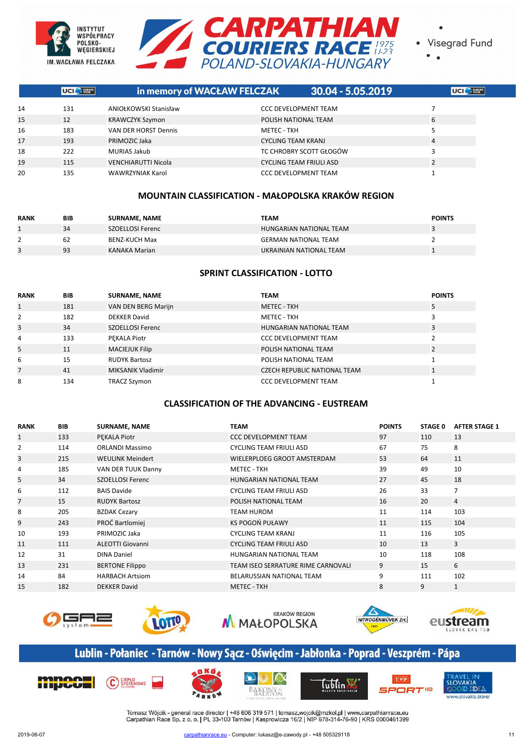in memory of WACŁAW FELCZAK 30.04 - 5.05.2019

| | | | | |
|---|---|---|---|---|
| 14 | 131 | ANIOŁKOWSKI Stanisław | CCC DEVELOPMENT TEAM | 7 |
| 15 | 12 | KRAWCZYK Szymon | POLISH NATIONAL TEAM | 6 |
| 16 | 183 | VAN DER HORST Dennis | METEC - TKH | 5 |
| 17 | 193 | PRIMOZIC Jaka | CYCLING TEAM KRANJ | 4 |
| 18 | 222 | MURIAS Jakub | TC CHROBRY SCOTT GŁOGÓW | 3 |
| 19 | 115 | VENCHIARUTTI Nicola | CYCLING TEAM FRIULI ASD | 2 |
| 20 | 135 | WAWRZYNIAK Karol | CCC DEVELOPMENT TEAM | 1 |

## MOUNTAIN CLASSIFICATION - MAŁOPOLSKA KRAKÓW REGION

| RANK | BIB | SURNAME, NAME | TEAM | POINTS |
|---|---|---|---|---|
| 1 | 34 | SZOELLOSI Ferenc | HUNGARIAN NATIONAL TEAM | 3 |
| 2 | 62 | BENZ-KUCH Max | GERMAN NATIONAL TEAM | 2 |
| 3 | 93 | KANAKA Marian | UKRAINIAN NATIONAL TEAM | 1 |

## SPRINT CLASSIFICATION - LOTTO

| RANK | BIB | SURNAME, NAME | TEAM | POINTS |
|---|---|---|---|---|
| 1 | 181 | VAN DEN BERG Marijn | METEC - TKH | 5 |
| 2 | 182 | DEKKER David | METEC - TKH | 3 |
| 3 | 34 | SZOELLOSI Ferenc | HUNGARIAN NATIONAL TEAM | 3 |
| 4 | 133 | PĘKALA Piotr | CCC DEVELOPMENT TEAM | 2 |
| 5 | 11 | MACIEJUK Filip | POLISH NATIONAL TEAM | 2 |
| 6 | 15 | RUDYK Bartosz | POLISH NATIONAL TEAM | 1 |
| 7 | 41 | MIKSANIK Vladimir | CZECH REPUBLIC NATIONAL TEAM | 1 |
| 8 | 134 | TRACZ Szymon | CCC DEVELOPMENT TEAM | 1 |

## CLASSIFICATION OF THE ADVANCING - EUSTREAM

| RANK | BIB | SURNAME, NAME | TEAM | POINTS | STAGE 0 | AFTER STAGE 1 |
|---|---|---|---|---|---|---|
| 1 | 133 | PĘKALA Piotr | CCC DEVELOPMENT TEAM | 97 | 110 | 13 |
| 2 | 114 | ORLANDI Massimo | CYCLING TEAM FRIULI ASD | 67 | 75 | 8 |
| 3 | 215 | WEULINK Meindert | WIELERPLOEG GROOT AMSTERDAM | 53 | 64 | 11 |
| 4 | 185 | VAN DER TUUK Danny | METEC - TKH | 39 | 49 | 10 |
| 5 | 34 | SZOELLOSI Ferenc | HUNGARIAN NATIONAL TEAM | 27 | 45 | 18 |
| 6 | 112 | BAIS Davide | CYCLING TEAM FRIULI ASD | 26 | 33 | 7 |
| 7 | 15 | RUDYK Bartosz | POLISH NATIONAL TEAM | 16 | 20 | 4 |
| 8 | 205 | BZDAK Cezary | TEAM HUROM | 11 | 114 | 103 |
| 9 | 243 | PROĆ Bartlomiej | KS POGOŃ PUŁAWY | 11 | 115 | 104 |
| 10 | 193 | PRIMOZIC Jaka | CYCLING TEAM KRANJ | 11 | 116 | 105 |
| 11 | 111 | ALEOTTI Giovanni | CYCLING TEAM FRIULI ASD | 10 | 13 | 3 |
| 12 | 31 | DINA Daniel | HUNGARIAN NATIONAL TEAM | 10 | 118 | 108 |
| 13 | 231 | BERTONE Filippo | TEAM ISEO SERRATURE RIME CARNOVALI | 9 | 15 | 6 |
| 14 | 84 | HARBACH Artsiom | BELARUSSIAN NATIONAL TEAM | 9 | 111 | 102 |
| 15 | 182 | DEKKER David | METEC - TKH | 8 | 9 | 1 |

Lublin - Połaniec - Tarnów - Nowy Sącz - Oświęcim - Jabłonka - Poprad - Veszprém - Pápa

Tomasz Wójcik - general race director | +48 606 319 571 | tomasz.wojcik@mzkol.pl | www.carpathianrace.eu
Carpathian Race Sp. z o. o. | PL 33-100 Tarnów | Kasprowicza 16/2 | NIP 678-314-76-90 | KRS 0000461399

2019-06-07 carpathianrace.eu - Computer: lukasz@e-zawody.pl - +48 505329118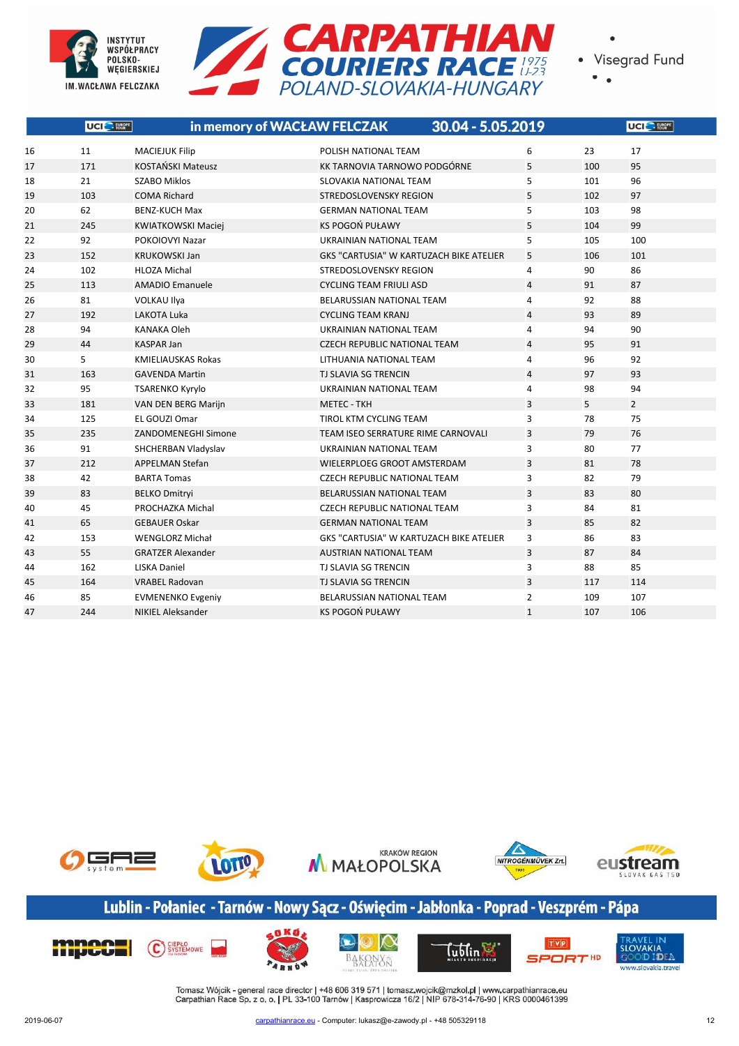in memory of WACŁAW FELCZAK 30.04 - 5.05.2019

| | | | | | | |
|---|---|---|---|---|---|---|
| 16 | 11 | MACIEJUK Filip | POLISH NATIONAL TEAM | 6 | 23 | 17 |
| 17 | 171 | KOSTAŃSKI Mateusz | KK TARNOVIA TARNOWO PODGÓRNE | 5 | 100 | 95 |
| 18 | 21 | SZABO Miklos | SLOVAKIA NATIONAL TEAM | 5 | 101 | 96 |
| 19 | 103 | COMA Richard | STREDOSLOVENSKY REGION | 5 | 102 | 97 |
| 20 | 62 | BENZ-KUCH Max | GERMAN NATIONAL TEAM | 5 | 103 | 98 |
| 21 | 245 | KWIATKOWSKI Maciej | KS POGOŃ PUŁAWY | 5 | 104 | 99 |
| 22 | 92 | POKOIOVYI Nazar | UKRAINIAN NATIONAL TEAM | 5 | 105 | 100 |
| 23 | 152 | KRUKOWSKI Jan | GKS "CARTUSIA" W KARTUZACH BIKE ATELIER | 5 | 106 | 101 |
| 24 | 102 | HLOZA Michal | STREDOSLOVENSKY REGION | 4 | 90 | 86 |
| 25 | 113 | AMADIO Emanuele | CYCLING TEAM FRIULI ASD | 4 | 91 | 87 |
| 26 | 81 | VOLKAU Ilya | BELARUSSIAN NATIONAL TEAM | 4 | 92 | 88 |
| 27 | 192 | LAKOTA Luka | CYCLING TEAM KRANJ | 4 | 93 | 89 |
| 28 | 94 | KANAKA Oleh | UKRAINIAN NATIONAL TEAM | 4 | 94 | 90 |
| 29 | 44 | KASPAR Jan | CZECH REPUBLIC NATIONAL TEAM | 4 | 95 | 91 |
| 30 | 5 | KMIELIAUSKAS Rokas | LITHUANIA NATIONAL TEAM | 4 | 96 | 92 |
| 31 | 163 | GAVENDA Martin | TJ SLAVIA SG TRENCIN | 4 | 97 | 93 |
| 32 | 95 | TSARENKO Kyrylo | UKRAINIAN NATIONAL TEAM | 4 | 98 | 94 |
| 33 | 181 | VAN DEN BERG Marijn | METEC - TKH | 3 | 5 | 2 |
| 34 | 125 | EL GOUZI Omar | TIROL KTM CYCLING TEAM | 3 | 78 | 75 |
| 35 | 235 | ZANDOMENEGHI Simone | TEAM ISEO SERRATURE RIME CARNOVALI | 3 | 79 | 76 |
| 36 | 91 | SHCHERBAN Vladyslav | UKRAINIAN NATIONAL TEAM | 3 | 80 | 77 |
| 37 | 212 | APPELMAN Stefan | WIELERPLOEG GROOT AMSTERDAM | 3 | 81 | 78 |
| 38 | 42 | BARTA Tomas | CZECH REPUBLIC NATIONAL TEAM | 3 | 82 | 79 |
| 39 | 83 | BELKO Dmitryi | BELARUSSIAN NATIONAL TEAM | 3 | 83 | 80 |
| 40 | 45 | PROCHAZKA Michal | CZECH REPUBLIC NATIONAL TEAM | 3 | 84 | 81 |
| 41 | 65 | GEBAUER Oskar | GERMAN NATIONAL TEAM | 3 | 85 | 82 |
| 42 | 153 | WENGLORZ Michał | GKS "CARTUSIA" W KARTUZACH BIKE ATELIER | 3 | 86 | 83 |
| 43 | 55 | GRATZER Alexander | AUSTRIAN NATIONAL TEAM | 3 | 87 | 84 |
| 44 | 162 | LISKA Daniel | TJ SLAVIA SG TRENCIN | 3 | 88 | 85 |
| 45 | 164 | VRABEL Radovan | TJ SLAVIA SG TRENCIN | 3 | 117 | 114 |
| 46 | 85 | EVMENENKO Evgeniy | BELARUSSIAN NATIONAL TEAM | 2 | 109 | 107 |
| 47 | 244 | NIKIEL Aleksander | KS POGOŃ PUŁAWY | 1 | 107 | 106 |

Lublin - Połaniec - Tarnów - Nowy Sącz - Oświęcim - Jabłonka - Poprad - Veszprém - Pápa

Tomasz Wójcik - general race director | +48 606 319 571 | tomasz.wojcik@mzkol.pl | www.carpathianrace.eu
Carpathian Race Sp. z o. o. | PL 33-100 Tarnów | Kasprowicza 16/2 | NIP 678-314-76-90 | KRS 0000461399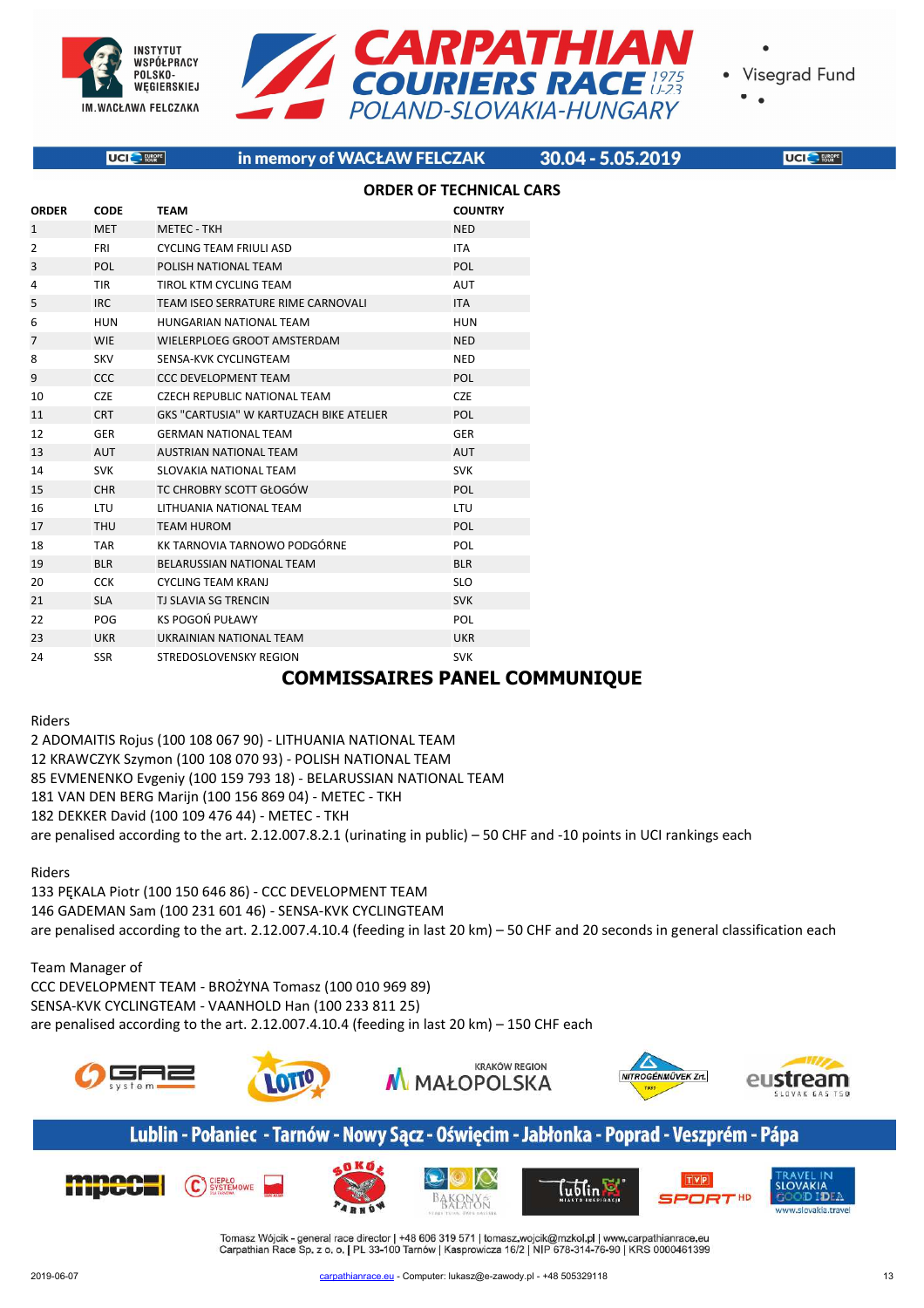# ORDER OF TECHNICAL CARS

| ORDER | CODE | TEAM | COUNTRY |
|---|---|---|---|
| 1 | MET | METEC - TKH | NED |
| 2 | FRI | CYCLING TEAM FRIULI ASD | ITA |
| 3 | POL | POLISH NATIONAL TEAM | POL |
| 4 | TIR | TIROL KTM CYCLING TEAM | AUT |
| 5 | IRC | TEAM ISEO SERRATURE RIME CARNOVALI | ITA |
| 6 | HUN | HUNGARIAN NATIONAL TEAM | HUN |
| 7 | WIE | WIELERPLOEG GROOT AMSTERDAM | NED |
| 8 | SKV | SENSA-KVK CYCLINGTEAM | NED |
| 9 | CCC | CCC DEVELOPMENT TEAM | POL |
| 10 | CZE | CZECH REPUBLIC NATIONAL TEAM | CZE |
| 11 | CRT | GKS "CARTUSIA" W KARTUZACH BIKE ATELIER | POL |
| 12 | GER | GERMAN NATIONAL TEAM | GER |
| 13 | AUT | AUSTRIAN NATIONAL TEAM | AUT |
| 14 | SVK | SLOVAKIA NATIONAL TEAM | SVK |
| 15 | CHR | TC CHROBRY SCOTT GŁOGÓW | POL |
| 16 | LTU | LITHUANIA NATIONAL TEAM | LTU |
| 17 | THU | TEAM HUROM | POL |
| 18 | TAR | KK TARNOVIA TARNOWO PODGÓRNE | POL |
| 19 | BLR | BELARUSSIAN NATIONAL TEAM | BLR |
| 20 | CCK | CYCLING TEAM KRANJ | SLO |
| 21 | SLA | TJ SLAVIA SG TRENCIN | SVK |
| 22 | POG | KS POGOŃ PUŁAWY | POL |
| 23 | UKR | UKRAINIAN NATIONAL TEAM | UKR |
| 24 | SSR | STREDOSLOVENSKY REGION | SVK |

# COMMISSAIRES PANEL COMMUNIQUE

Riders
2 ADOMAITIS Rojus (100 108 067 90) - LITHUANIA NATIONAL TEAM
12 KRAWCZYK Szymon (100 108 070 93) - POLISH NATIONAL TEAM
85 EVMENENKO Evgeniy (100 159 793 18) - BELARUSSIAN NATIONAL TEAM
181 VAN DEN BERG Marijn (100 156 869 04) - METEC - TKH
182 DEKKER David (100 109 476 44) - METEC - TKH
are penalised according to the art. 2.12.007.8.2.1 (urinating in public) – 50 CHF and -10 points in UCI rankings each

Riders
133 PĘKALA Piotr (100 150 646 86) - CCC DEVELOPMENT TEAM
146 GADEMAN Sam (100 231 601 46) - SENSA-KVK CYCLINGTEAM
are penalised according to the art. 2.12.007.4.10.4 (feeding in last 20 km) – 50 CHF and 20 seconds in general classification each

Team Manager of
CCC DEVELOPMENT TEAM - BROŻYNA Tomasz (100 010 969 89)
SENSA-KVK CYCLINGTEAM - VAANHOLD Han (100 233 811 25)
are penalised according to the art. 2.12.007.4.10.4 (feeding in last 20 km) – 150 CHF each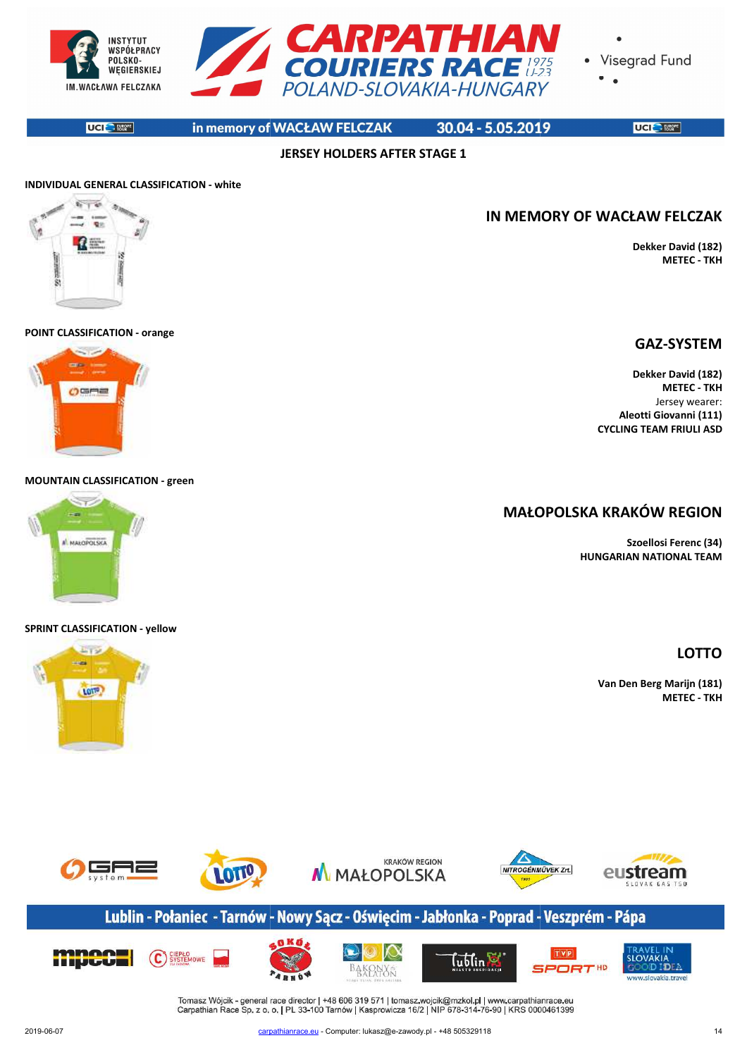## JERSEY HOLDERS AFTER STAGE 1

**INDIVIDUAL GENERAL CLASSIFICATION - white**

### IN MEMORY OF WACŁAW FELCZAK

**Dekker David (182)**
**METEC - TKH**

**POINT CLASSIFICATION - orange**

### GAZ-SYSTEM

**Dekker David (182)**
**METEC - TKH**
Jersey wearer:
**Aleotti Giovanni (111)**
**CYCLING TEAM FRIULI ASD**

**MOUNTAIN CLASSIFICATION - green**

### MAŁOPOLSKA KRAKÓW REGION

**Szoellosi Ferenc (34)**
**HUNGARIAN NATIONAL TEAM**

**SPRINT CLASSIFICATION - yellow**

### LOTTO

**Van Den Berg Marijn (181)**
**METEC - TKH**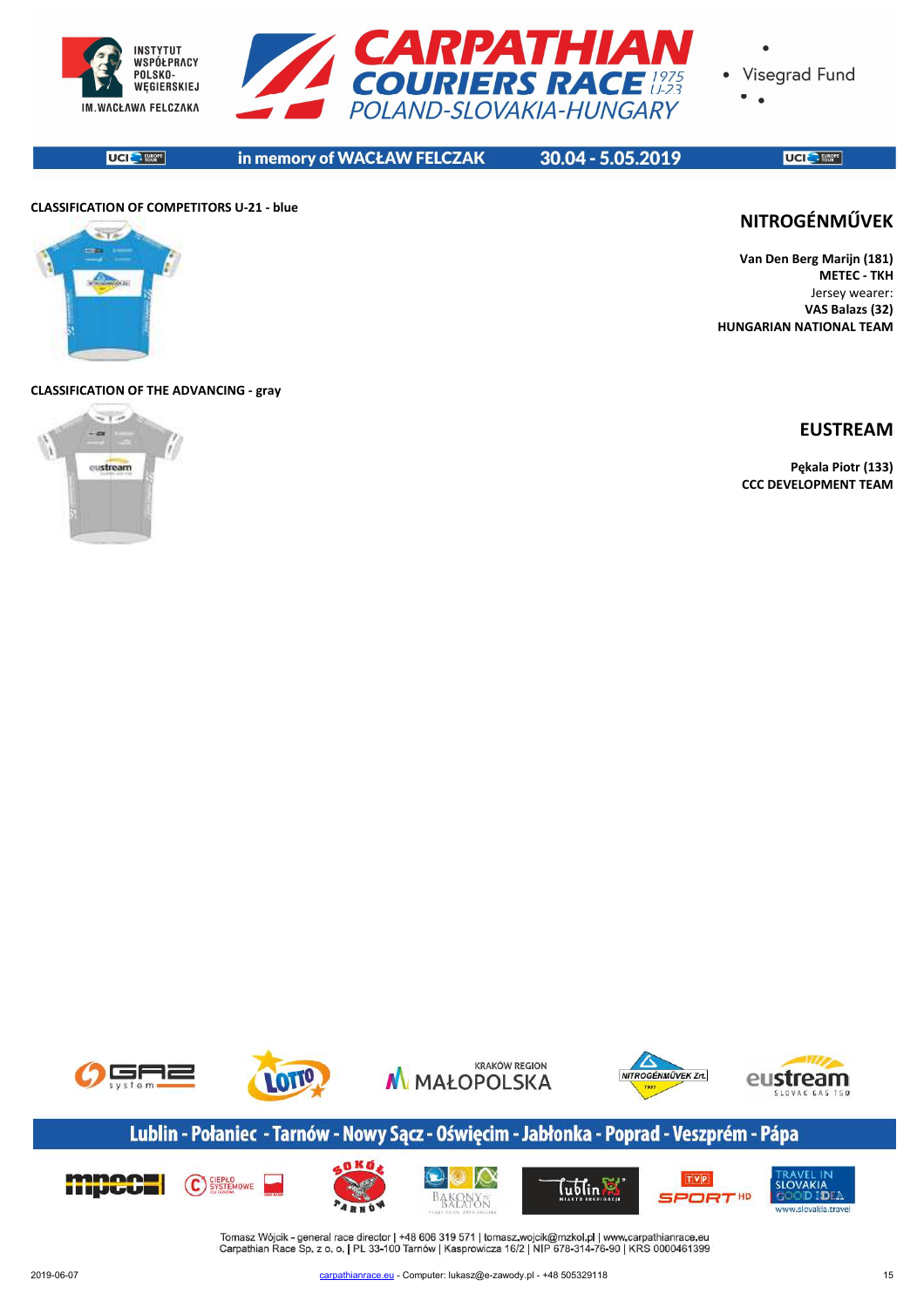**CLASSIFICATION OF COMPETITORS U-21 - blue**

## NITROGÉNMŰVEK

**Van Den Berg Marijn (181)**
**METEC - TKH**
Jersey wearer:
**VAS Balazs (32)**
**HUNGARIAN NATIONAL TEAM**

**CLASSIFICATION OF THE ADVANCING - gray**

## EUSTREAM

**Pękala Piotr (133)**
**CCC DEVELOPMENT TEAM**

Lublin - Połaniec - Tarnów - Nowy Sącz - Oświęcim - Jabłonka - Poprad - Veszprém - Pápa

Tomasz Wójcik - general race director | +48 606 319 571 | tomasz.wojcik@mzkol.pl | www.carpathianrace.eu
Carpathian Race Sp. z o. o. | PL 33-100 Tarnów | Kasprowicza 16/2 | NIP 678-314-76-90 | KRS 0000461399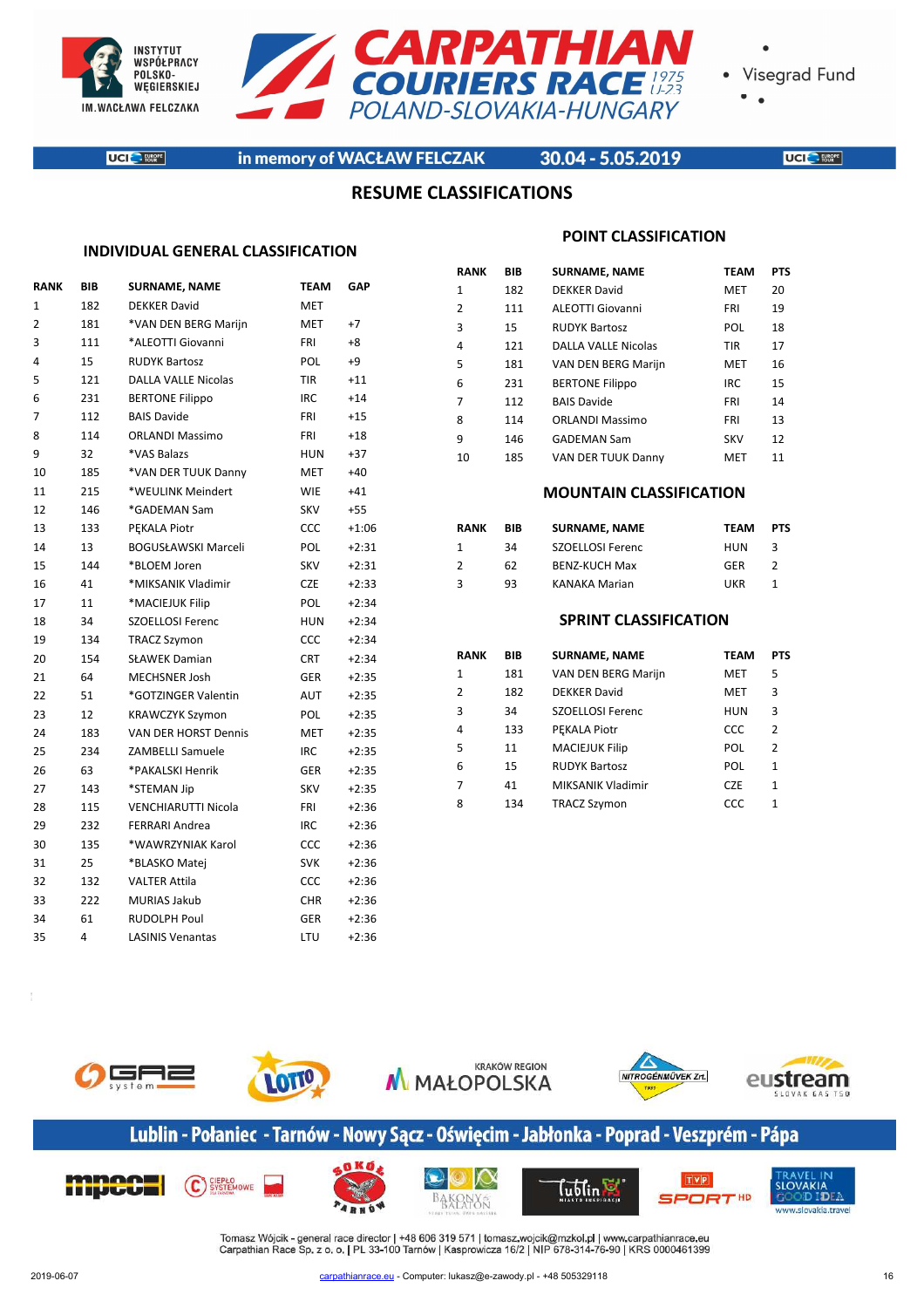# CARPATHIAN COURIERS RACE 1975 U-23
## POLAND-SLOVAKIA-HUNGARY

INSTYTUT WSPÓŁPRACY POLSKO-WĘGIERSKIEJ IM. WACŁAWA FELCZAKA

Visegrad Fund

in memory of WACŁAW FELCZAK — 30.04 - 5.05.2019

## RESUME CLASSIFICATIONS

### INDIVIDUAL GENERAL CLASSIFICATION

| RANK | BIB | SURNAME, NAME | TEAM | GAP |
|---|---|---|---|---|
| 1 | 182 | DEKKER David | MET | |
| 2 | 181 | *VAN DEN BERG Marijn | MET | +7 |
| 3 | 111 | *ALEOTTI Giovanni | FRI | +8 |
| 4 | 15 | RUDYK Bartosz | POL | +9 |
| 5 | 121 | DALLA VALLE Nicolas | TIR | +11 |
| 6 | 231 | BERTONE Filippo | IRC | +14 |
| 7 | 112 | BAIS Davide | FRI | +15 |
| 8 | 114 | ORLANDI Massimo | FRI | +18 |
| 9 | 32 | *VAS Balazs | HUN | +37 |
| 10 | 185 | *VAN DER TUUK Danny | MET | +40 |
| 11 | 215 | *WEULINK Meindert | WIE | +41 |
| 12 | 146 | *GADEMAN Sam | SKV | +55 |
| 13 | 133 | PĘKALA Piotr | CCC | +1:06 |
| 14 | 13 | BOGUSŁAWSKI Marceli | POL | +2:31 |
| 15 | 144 | *BLOEM Joren | SKV | +2:31 |
| 16 | 41 | *MIKSANIK Vladimir | CZE | +2:33 |
| 17 | 11 | *MACIEJUK Filip | POL | +2:34 |
| 18 | 34 | SZOELLOSI Ferenc | HUN | +2:34 |
| 19 | 134 | TRACZ Szymon | CCC | +2:34 |
| 20 | 154 | SŁAWEK Damian | CRT | +2:34 |
| 21 | 64 | MECHSNER Josh | GER | +2:35 |
| 22 | 51 | *GOTZINGER Valentin | AUT | +2:35 |
| 23 | 12 | KRAWCZYK Szymon | POL | +2:35 |
| 24 | 183 | VAN DER HORST Dennis | MET | +2:35 |
| 25 | 234 | ZAMBELLI Samuele | IRC | +2:35 |
| 26 | 63 | *PAKALSKI Henrik | GER | +2:35 |
| 27 | 143 | *STEMAN Jip | SKV | +2:35 |
| 28 | 115 | VENCHIARUTTI Nicola | FRI | +2:36 |
| 29 | 232 | FERRARI Andrea | IRC | +2:36 |
| 30 | 135 | *WAWRZYNIAK Karol | CCC | +2:36 |
| 31 | 25 | *BLASKO Matej | SVK | +2:36 |
| 32 | 132 | VALTER Attila | CCC | +2:36 |
| 33 | 222 | MURIAS Jakub | CHR | +2:36 |
| 34 | 61 | RUDOLPH Poul | GER | +2:36 |
| 35 | 4 | LASINIS Venantas | LTU | +2:36 |

### POINT CLASSIFICATION

| RANK | BIB | SURNAME, NAME | TEAM | PTS |
|---|---|---|---|---|
| 1 | 182 | DEKKER David | MET | 20 |
| 2 | 111 | ALEOTTI Giovanni | FRI | 19 |
| 3 | 15 | RUDYK Bartosz | POL | 18 |
| 4 | 121 | DALLA VALLE Nicolas | TIR | 17 |
| 5 | 181 | VAN DEN BERG Marijn | MET | 16 |
| 6 | 231 | BERTONE Filippo | IRC | 15 |
| 7 | 112 | BAIS Davide | FRI | 14 |
| 8 | 114 | ORLANDI Massimo | FRI | 13 |
| 9 | 146 | GADEMAN Sam | SKV | 12 |
| 10 | 185 | VAN DER TUUK Danny | MET | 11 |

### MOUNTAIN CLASSIFICATION

| RANK | BIB | SURNAME, NAME | TEAM | PTS |
|---|---|---|---|---|
| 1 | 34 | SZOELLOSI Ferenc | HUN | 3 |
| 2 | 62 | BENZ-KUCH Max | GER | 2 |
| 3 | 93 | KANAKA Marian | UKR | 1 |

### SPRINT CLASSIFICATION

| RANK | BIB | SURNAME, NAME | TEAM | PTS |
|---|---|---|---|---|
| 1 | 181 | VAN DEN BERG Marijn | MET | 5 |
| 2 | 182 | DEKKER David | MET | 3 |
| 3 | 34 | SZOELLOSI Ferenc | HUN | 3 |
| 4 | 133 | PĘKALA Piotr | CCC | 2 |
| 5 | 11 | MACIEJUK Filip | POL | 2 |
| 6 | 15 | RUDYK Bartosz | POL | 1 |
| 7 | 41 | MIKSANIK Vladimir | CZE | 1 |
| 8 | 134 | TRACZ Szymon | CCC | 1 |

Lublin - Połaniec - Tarnów - Nowy Sącz - Oświęcim - Jabłonka - Poprad - Veszprém - Pápa

Tomasz Wójcik - general race director | +48 606 319 571 | tomasz.wojcik@mzkol.pl | www.carpathianrace.eu
Carpathian Race Sp. z o. o. | PL 33-100 Tarnów | Kasprowicza 16/2 | NIP 678-314-76-90 | KRS 0000461399

2019-06-07 — carpathianrace.eu - Computer: lukasz@e-zawody.pl - +48 505329118